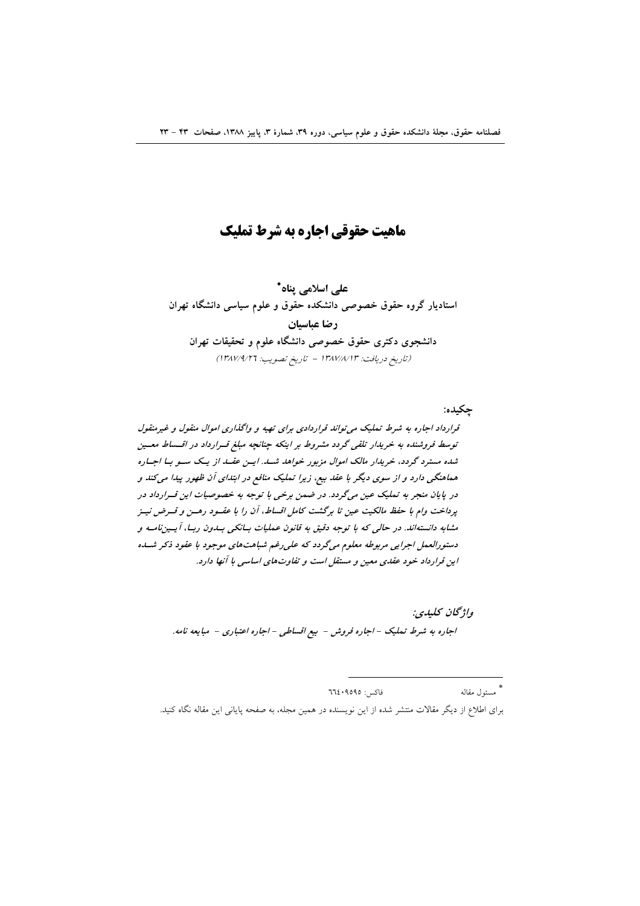# ماهیت حقوقی اجاره به شرط تملیک

**علی اسلامی پناه***

استادیار گروه حقوق خصوصی دانشکده حقوق و علوم سیاسی دانشگاه تهران

**رضا عباسیان**

دانشجوی دکتری حقوق خصوصی دانشگاه علوم و تحقیقات تهران

(تاریخ دریافت: ۱۳۸۷/۸/۱۳ - تاریخ تصویب: ۱۳۸۷/۹/۲۶)

**چکیده:**

*قرارداد اجاره به شرط تملیک می‌تواند قراردادی برای تهیه و واگذاری اموال منقول و غیرمنقول توسط فروشنده به خریدار تلقی گردد مشروط بر اینکه چنانچه مبلغ قرارداد در اقساط معین شده مسترد گردد، خریدار مالک اموال مزبور خواهد شد. این عقد از یک سو با اجاره هماهنگی دارد و از سوی دیگر با عقد بیع، زیرا تملیک منافع در ابتدای آن ظهور پیدا می‌کند و در پایان منجر به تملیک عین می‌گردد. در ضمن برخی با توجه به خصوصیات این قرارداد در پرداخت وام با حفظ مالکیت عین تا برگشت کامل اقساط، آن را با عقود رهن و قرض نیز مشابه دانسته‌اند. در حالی که با توجه دقیق به قانون عملیات بانکی بدون ربا، آیین‌نامه و دستورالعمل اجرایی مربوطه معلوم می‌گردد که علی‌رغم شباهت‌های موجود با عقود ذکر شده این قرارداد خود عقدی معین و مستقل است و تفاوت‌های اساسی با آنها دارد.*

***واژگان کلیدی:***

*اجاره به شرط تملیک - اجاره فروش - بیع اقساطی - اجاره اعتباری - مبایعه نامه.*

---

* مسئول مقاله　　　　　　فاکس: ۶۶۴۰۹۵۹۵

برای اطلاع از دیگر مقالات منتشر شده از این نویسنده در همین مجله، به صفحه پایانی این مقاله نگاه کنید.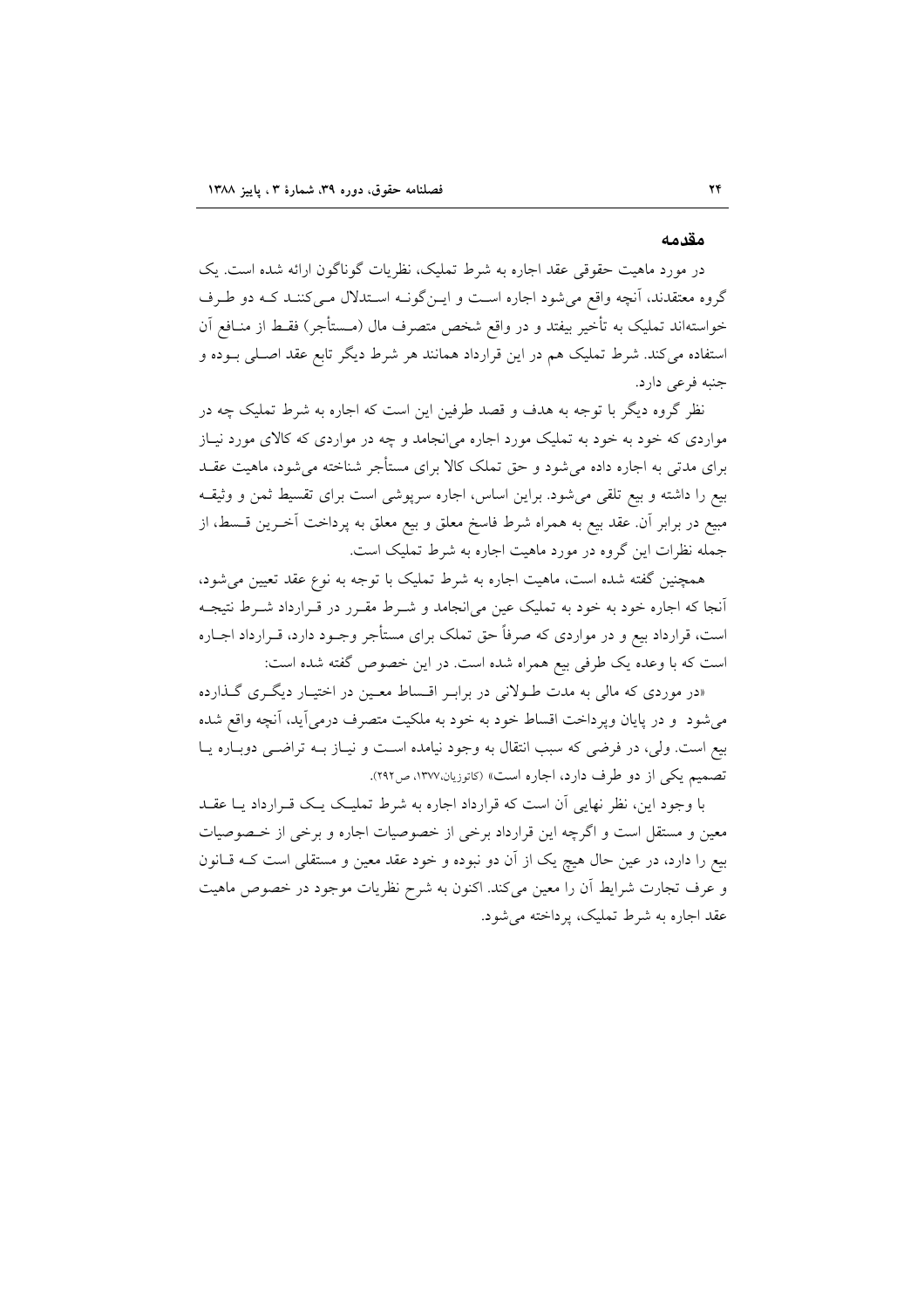## مقدمه

در مورد ماهیت حقوقی عقد اجاره به شرط تملیک، نظریات گوناگون ارائه شده است. یک گروه معتقدند، آنچه واقع می‌شود اجاره است و این‌گونه استدلال می‌کنند که دو طرف خواسته‌اند تملیک به تأخیر بیفتد و در واقع شخص متصرف مال (مستأجر) فقط از منافع آن استفاده می‌کند. شرط تملیک هم در این قرارداد همانند هر شرط دیگر تابع عقد اصلی بوده و جنبه فرعی دارد.

نظر گروه دیگر با توجه به هدف و قصد طرفین این است که اجاره به شرط تملیک چه در مواردی که خود به خود به تملیک مورد اجاره می‌انجامد و چه در مواردی که کالای مورد نیاز برای مدتی به اجاره داده می‌شود و حق تملک کالا برای مستأجر شناخته می‌شود، ماهیت عقد بیع را داشته و بیع تلقی می‌شود. براین اساس، اجاره سرپوشی است برای تقسیط ثمن و وثیقه مبیع در برابر آن. عقد بیع به همراه شرط فاسخ معلق و بیع معلق به پرداخت آخرین قسط، از جمله نظرات این گروه در مورد ماهیت اجاره به شرط تملیک است.

همچنین گفته شده است، ماهیت اجاره به شرط تملیک با توجه به نوع عقد تعیین می‌شود، آنجا که اجاره خود به خود به تملیک عین می‌انجامد و شرط مقرر در قرارداد شرط نتیجه است، قرارداد بیع و در مواردی که صرفاً حق تملک برای مستأجر وجود دارد، قرارداد اجاره است که با وعده یک طرفی بیع همراه شده است. در این خصوص گفته شده است:

«در موردی که مالی به مدت طولانی در برابر اقساط معین در اختیار دیگری گذارده می‌شود و در پایان وپرداخت اقساط خود به خود به ملکیت متصرف درمی‌آید، آنچه واقع شده بیع است. ولی، در فرضی که سبب انتقال به وجود نیامده است و نیاز به تراضی دوباره یا تصمیم یکی از دو طرف دارد، اجاره است» (کاتوزیان،۱۳۷۷، ص۲۹۲).

با وجود این، نظر نهایی آن است که قرارداد اجاره به شرط تملیک یک قرارداد یا عقد معین و مستقل است و اگرچه این قرارداد برخی از خصوصیات اجاره و برخی از خصوصیات بیع را دارد، در عین حال هیچ یک از آن دو نبوده و خود عقد معین و مستقلی است که قانون و عرف تجارت شرایط آن را معین می‌کند. اکنون به شرح نظریات موجود در خصوص ماهیت عقد اجاره به شرط تملیک، پرداخته می‌شود.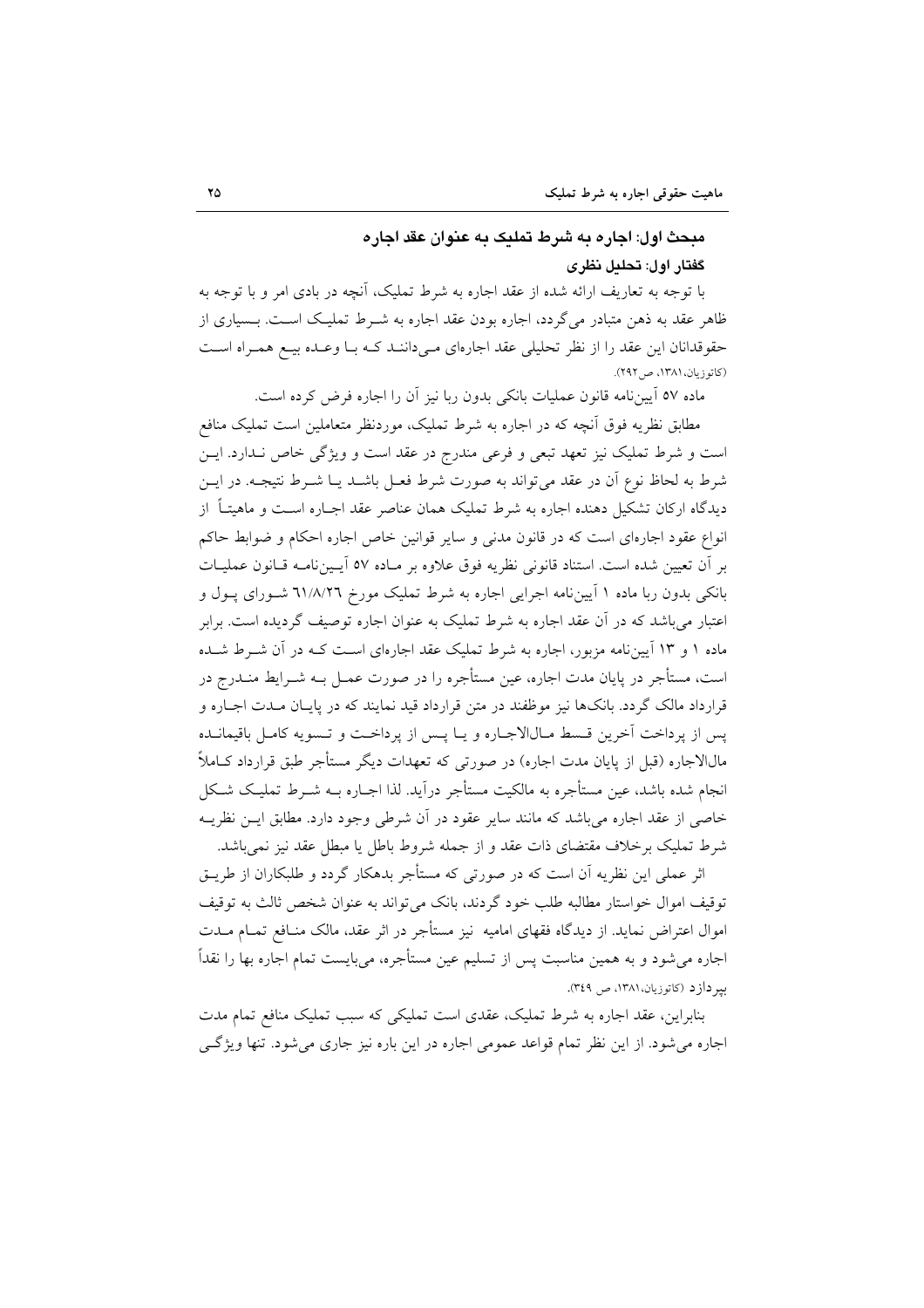## مبحث اول: اجاره به شرط تملیک به عنوان عقد اجاره

### گفتار اول: تحلیل نظری

با توجه به تعاریف ارائه شده از عقد اجاره به شرط تملیک، آنچه در بادی امر و با توجه به ظاهر عقد به ذهن متبادر می‌گردد، اجاره بودن عقد اجاره به شرط تملیک است. بسیاری از حقوقدانان این عقد را از نظر تحلیلی عقد اجاره‌ای می‌دانند که با وعده بیع همراه است (کاتوزیان،۱۳۸۱، ص۲۹۲).

ماده ۵۷ آیین‌نامه قانون عملیات بانکی بدون ربا نیز آن را اجاره فرض کرده است.

مطابق نظریه فوق آنچه که در اجاره به شرط تملیک، موردنظر متعاملین است تملیک منافع است و شرط تملیک نیز تعهد تبعی و فرعی مندرج در عقد است و ویژگی خاص ندارد. این شرط به لحاظ نوع آن در عقد می‌تواند به صورت شرط فعل باشد یا شرط نتیجه. در این دیدگاه ارکان تشکیل دهنده اجاره به شرط تملیک همان عناصر عقد اجاره است و ماهیتاً از انواع عقود اجاره‌ای است که در قانون مدنی و سایر قوانین خاص اجاره احکام و ضوابط حاکم بر آن تعیین شده است. استناد قانونی نظریه فوق علاوه بر ماده ۵۷ آیین‌نامه قانون عملیات بانکی بدون ربا ماده ۱ آیین‌نامه اجرایی اجاره به شرط تملیک مورخ ٦١/٨/٢٦ شورای پول و اعتبار می‌باشد که در آن عقد اجاره به شرط تملیک به عنوان اجاره توصیف گردیده است. برابر ماده ۱ و ۱۳ آیین‌نامه مزبور، اجاره به شرط تملیک عقد اجاره‌ای است که در آن شرط شده است، مستأجر در پایان مدت اجاره، عین مستأجره را در صورت عمل به شرایط مندرج در قرارداد مالک گردد. بانک‌ها نیز موظفند در متن قرارداد قید نمایند که در پایان مدت اجاره و پس از پرداخت آخرین قسط مال‌الاجاره و یا پس از پرداخت و تسویه کامل باقیمانده مال‌الاجاره (قبل از پایان مدت اجاره) در صورتی که تعهدات دیگر مستأجر طبق قرارداد کاملاً انجام شده باشد، عین مستأجره به مالکیت مستأجر درآید. لذا اجاره به شرط تملیک شکل خاصی از عقد اجاره می‌باشد که مانند سایر عقود در آن شرطی وجود دارد. مطابق این نظریه شرط تملیک برخلاف مقتضای ذات عقد و از جمله شروط باطل یا مبطل عقد نیز نمی‌باشد.

اثر عملی این نظریه آن است که در صورتی که مستأجر بدهکار گردد و طلبکاران از طریق توقیف اموال خواستار مطالبه طلب خود گردند، بانک می‌تواند به عنوان شخص ثالث به توقیف اموال اعتراض نماید. از دیدگاه فقهای امامیه نیز مستأجر در اثر عقد، مالک منافع تمام مدت اجاره می‌شود و به همین مناسبت پس از تسلیم عین مستأجره، می‌بایست تمام اجاره بها را نقداً بپردازد (کاتوزیان،۱۳۸۱، ص ۳٤۹).

بنابراین، عقد اجاره به شرط تملیک، عقدی است تملیکی که سبب تملیک منافع تمام مدت اجاره می‌شود. از این نظر تمام قواعد عمومی اجاره در این باره نیز جاری می‌شود. تنها ویژگی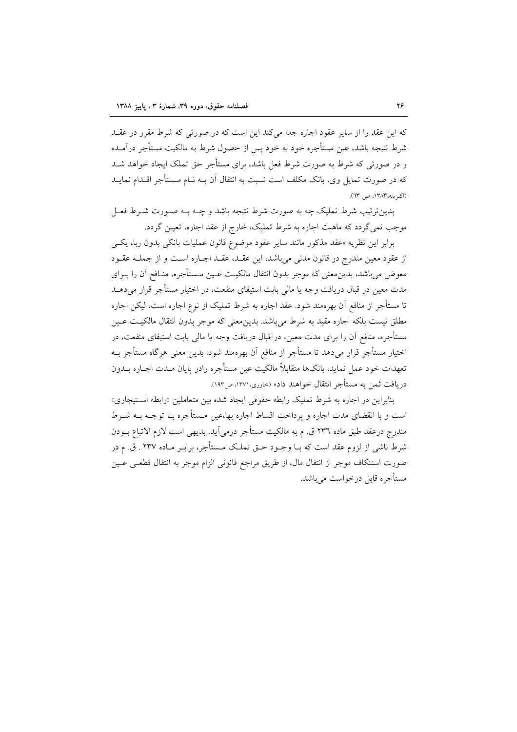که این عقد را از سایر عقود اجاره جدا می‌کند این است که در صورتی که شرط مقرر در عقد شرط نتیجه باشد، عین مستأجره خود به خود پس از حصول شرط به مالکیت مستأجر درآمده و در صورتی که شرط به صورت شرط فعل باشد، برای مستأجر حق تملک ایجاد خواهد شد که در صورت تمایل وی، بانک مکلف است نسبت به انتقال آن بـه نـام مستأجر اقدام نماید (اکبرینه،۱۳۸۳، ص ٦٣).

بدین‌ترتیب شرط تملیک چه به صورت شرط نتیجه باشد و چه به صورت شرط فعل موجب نمی‌گردد که ماهیت اجاره به شرط تملیک، خارج از عقد اجاره، تعیین گردد.

برابر این نظریه «عقد مذکور مانند سایر عقود موضوع قانون عملیات بانکی بدون ربا، یکی از عقود معین مندرج در قانون مدنی می‌باشد، این عقد، عقد اجاره است و از جملـه عقود معوض می‌باشد، بدین‌معنی که موجر بدون انتقال مالکیت عین مستأجره، منافع آن را برای مدت معین در قبال دریافت وجه یا مالی بابت استیفای منفعت، در اختیار مستأجر قرار می‌دهد تا مستأجر از منافع آن بهره‌مند شود. عقد اجاره به شرط تملیک از نوع اجاره است، لیکن اجاره مطلق نیست بلکه اجاره مقید به شرط می‌باشد. بدین‌معنی که موجر بدون انتقال مالکیت عین مستأجره، منافع آن را برای مدت معین، در قبال دریافت وجه یا مالی بابت استیفای منفعت، در اختیار مستأجر قرار می‌دهد تا مستأجر از منافع آن بهره‌مند شود. بدین معنی هرگاه مستأجر به تعهدات خود عمل نماید، بانک‌ها متقابلاً مالکیت عین مستأجره رادر پایان مدت اجاره بدون دریافت ثمن به مستأجر انتقال خواهند داد» (خاوری،۱۳۷۱، ص۱۹۳).

بنابراین در اجاره به شرط تملیک رابطه حقوقی ایجاد شده بین متعاملین «رابطه استیجاری» است و با انقضای مدت اجاره و پرداخت اقساط اجاره بها،عین مستأجره با توجه به شرط مندرج درعقد طبق ماده ٢٣٦ ق. م به مالکیت مستأجر درمی‌آید. بدیهی است لازم الاتباع بودن شرط ناشی از لزوم عقد است که با وجود حق تملک مستأجر، برابر ماده ٢٣٧ . ق. م در صورت استنکاف موجر از انتقال مال، از طریق مراجع قانونی الزام موجر به انتقال قطعی عین مستأجره قابل درخواست می‌باشد.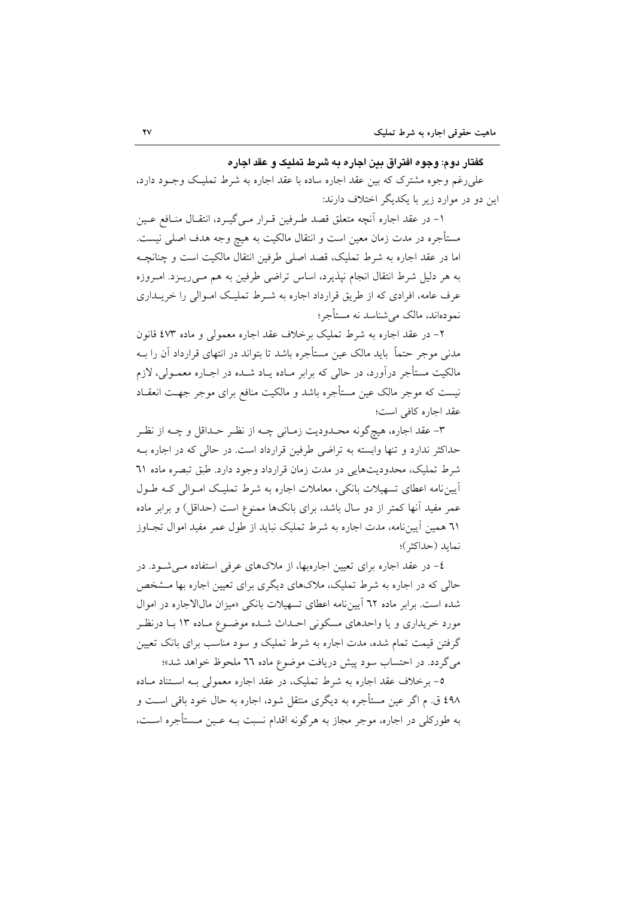### گفتار دوم: وجوه افتراق بین اجاره به شرط تملیک و عقد اجاره

علی‌رغم وجوه مشترک که بین عقد اجاره ساده با عقد اجاره به شرط تملیک وجـود دارد، این دو در موارد زیر با یکدیگر اختلاف دارند:

۱- در عقد اجاره آنچه متعلق قصد طـرفین قـرار مـی‌گیـرد، انتقـال منـافع عـین مستأجره در مدت زمان معین است و انتقال مالکیت به هیچ وجه هدف اصلی نیست. اما در عقد اجاره به شرط تملیک، قصد اصلی طرفین انتقال مالکیت است و چنانچـه به هر دلیل شرط انتقال انجام نپذیرد، اساس تراضی طرفین به هم مـی‌ریـزد. امـروزه عرف عامه، افرادی که از طریق قرارداد اجاره به شـرط تملیـک امـوالی را خریـداری نموده‌اند، مالک می‌شناسد نه مستأجر؛

۲- در عقد اجاره به شرط تملیک برخلاف عقد اجاره معمولی و ماده ٤٧٣ قانون مدنی موجر حتماً باید مالک عین مستأجره باشد تا بتواند در انتهای قرارداد آن را بـه مالکیت مستأجر درآورد، در حالی که برابر مـاده یـاد شـده در اجـاره معمـولی، لازم نیست که موجر مالک عین مستأجره باشد و مالکیت منافع برای موجر جهـت انعقـاد عقد اجاره کافی است؛

۳- عقد اجاره، هیچ‌گونه محـدودیت زمـانی چـه از نظـر حـداقل و چـه از نظـر حداکثر ندارد و تنها وابسته به تراضی طرفین قرارداد است. در حالی که در اجاره بـه شرط تملیک، محدودیت‌هایی در مدت زمان قرارداد وجود دارد. طبق تبصره ماده ٦١ آیین‌نامه اعطای تسهیلات بانکی، معاملات اجاره به شرط تملیـک امـوالی کـه طـول عمر مفید آنها کمتر از دو سال باشد، برای بانک‌ها ممنوع است (حداقل) و برابر ماده ٦١ همین آیین‌نامه، مدت اجاره به شرط تملیک نباید از طول عمر مفید اموال تجـاوز نماید (حداکثر)؛

٤- در عقد اجاره برای تعیین اجاره‌بها، از ملاک‌های عرفی استفاده مـی‌شـود. در حالی که در اجاره به شرط تملیک، ملاک‌های دیگری برای تعیین اجاره بها مـشخص شده است. برابر ماده ٦٢ آیین‌نامه اعطای تسهیلات بانکی «میزان مال‌الاجاره در اموال مورد خریداری و یا واحدهای مسکونی احـداث شـده موضـوع مـاده ١٣ بـا درنظـر گرفتن قیمت تمام شده، مدت اجاره به شرط تملیک و سود مناسب برای بانک تعیین می‌گردد. در احتساب سود پیش دریافت موضوع ماده ٦٦ ملحوظ خواهد شد»؛

٥- برخلاف عقد اجاره به شرط تملیک، در عقد اجاره معمولی بـه اسـتناد مـاده ٤٩٨ ق. م اگر عین مستأجره به دیگری منتقل شود، اجاره به حال خود باقی اسـت و به طورکلی در اجاره، موجر مجاز به هرگونه اقدام نسبت بـه عـین مـستأجره اسـت،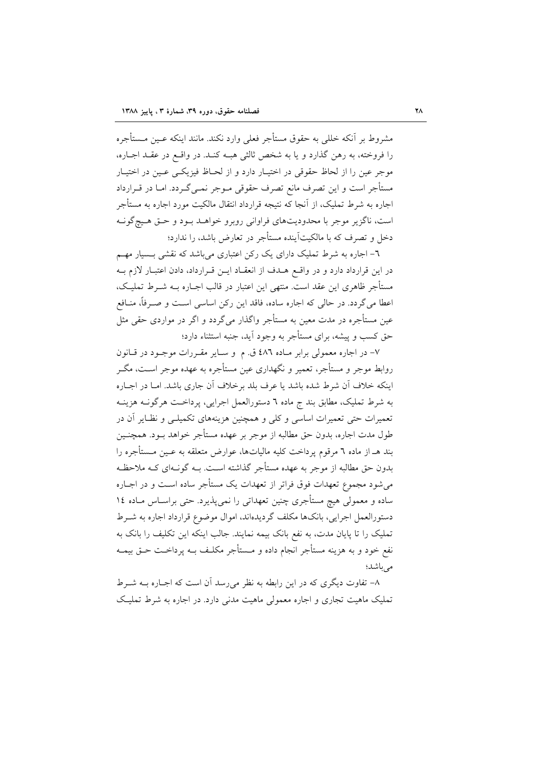مشروط بر آنکه خللی به حقوق مستأجر فعلی وارد نکند. مانند اینکه عین مستأجره را فروخته، به رهن گذارد و یا به شخص ثالثی هبه کند. در واقع در عقد اجاره، موجر عین را از لحاظ حقوقی در اختیار دارد و از لحاظ فیزیکی عین در اختیار مستأجر است و این تصرف مانع تصرف حقوقی موجر نمی‌گردد. اما در قرارداد اجاره به شرط تملیک، از آنجا که نتیجه قرارداد انتقال مالکیت مورد اجاره به مستأجر است، ناگزیر موجر با محدودیت‌های فراوانی روبرو خواهد بود و حق هیچ‌گونه دخل و تصرف که با مالکیت‌آینده مستأجر در تعارض باشد، را ندارد؛

٦- اجاره به شرط تملیک دارای یک رکن اعتباری می‌باشد که نقشی بسیار مهم در این قرارداد دارد و در واقع هدف از انعقاد این قرارداد، دادن اعتبار لازم به مستأجر ظاهری این عقد است. منتهی این اعتبار در قالب اجاره به شرط تملیک، اعطا می‌گردد. در حالی که اجاره ساده، فاقد این رکن اساسی است و صرفاً، منافع عین مستأجره در مدت معین به مستأجر واگذار می‌گردد و اگر در مواردی حقی مثل حق کسب و پیشه، برای مستأجر به وجود آید، جنبه استثناء دارد؛

٧- در اجاره معمولی برابر ماده ٤٨٦ ق. م و سایر مقررات موجود در قانون روابط موجر و مستأجر، تعمیر و نگهداری عین مستأجره به عهده موجر است، مگر اینکه خلاف آن شرط شده باشد یا عرف بلد برخلاف آن جاری باشد. اما در اجاره به شرط تملیک، مطابق بند ج ماده ٦ دستورالعمل اجرایی، پرداخت هرگونه هزینه تعمیرات حتی تعمیرات اساسی و کلی و همچنین هزینه‌های تکمیلی و نظایر آن در طول مدت اجاره، بدون حق مطالبه از موجر بر عهده مستأجر خواهد بود. همچنین بند هـ از ماده ٦ مرقوم پرداخت کلیه مالیات‌ها، عوارض متعلقه به عین مستأجره را بدون حق مطالبه از موجر به عهده مستأجر گذاشته است. به گونه‌ای که ملاحظه می‌شود مجموع تعهدات فوق فراتر از تعهدات یک مستأجر ساده است و در اجاره ساده و معمولی هیچ مستأجری چنین تعهداتی را نمی‌پذیرد. حتی براساس ماده ١٤ دستورالعمل اجرایی، بانک‌ها مکلف گردیده‌اند، اموال موضوع قرارداد اجاره به شرط تملیک را تا پایان مدت، به نفع بانک بیمه نمایند. جالب اینکه این تکلیف را بانک به نفع خود و به هزینه مستأجر انجام داده و مستأجر مکلف به پرداخت حق بیمه می‌باشد؛

٨- تفاوت دیگری که در این رابطه به نظر می‌رسد آن است که اجاره به شرط تملیک ماهیت تجاری و اجاره معمولی ماهیت مدنی دارد. در اجاره به شرط تملیک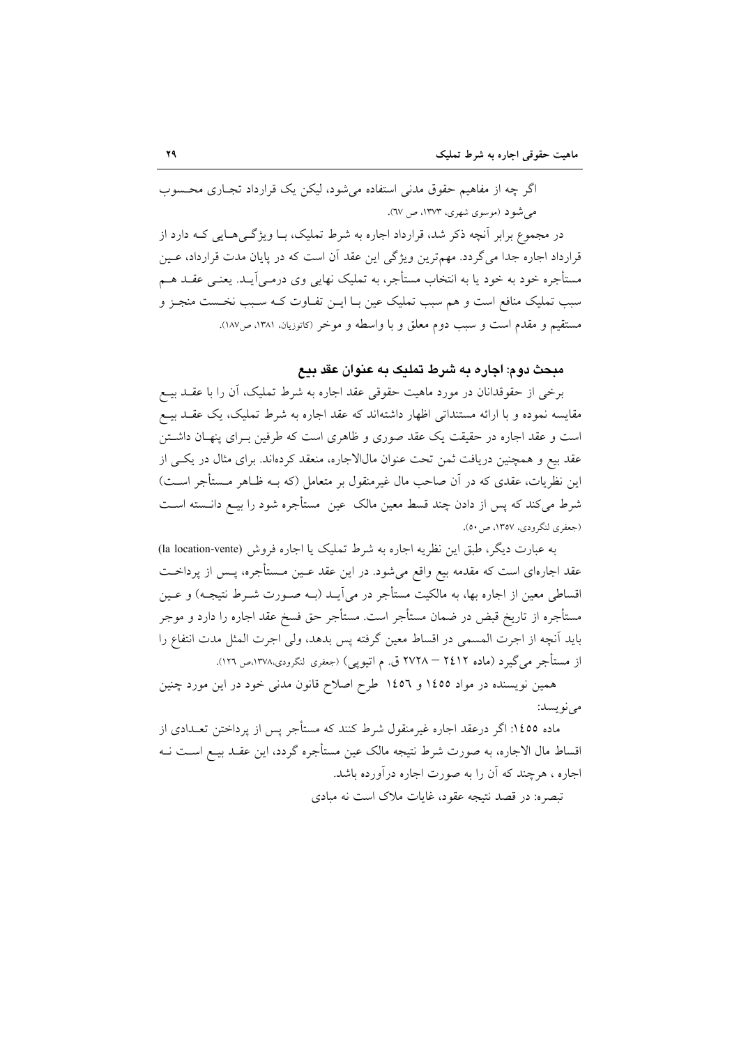اگر چه از مفاهیم حقوق مدنی استفاده می‌شود، لیکن یک قرارداد تجاری محسوب می‌شود (موسوی شهری، ۱۳۷۳، ص ٦٧).

در مجموع برابر آنچه ذکر شد، قرارداد اجاره به شرط تملیک، با ویژگی‌هایی که دارد از قرارداد اجاره جدا می‌گردد. مهم‌ترین ویژگی این عقد آن است که در پایان مدت قرارداد، عین مستأجره خود به خود یا به انتخاب مستأجر، به تملیک نهایی وی درمی‌آید. یعنی عقد هم سبب تملیک منافع است و هم سبب تملیک عین با این تفاوت که سبب نخست منجز و مستقیم و مقدم است و سبب دوم معلق و با واسطه و موخر (کاتوزیان، ۱۳۸۱، ص۱۸۷).

### مبحث دوم: اجاره به شرط تملیک به عنوان عقد بیع

برخی از حقوقدانان در مورد ماهیت حقوقی عقد اجاره به شرط تملیک، آن را با عقد بیع مقایسه نموده و با ارائه مستنداتی اظهار داشته‌اند که عقد اجاره به شرط تملیک، یک عقد بیع است و عقد اجاره در حقیقت یک عقد صوری و ظاهری است که طرفین برای پنهان داشتن عقد بیع و همچنین دریافت ثمن تحت عنوان مال‌الاجاره، منعقد کرده‌اند. برای مثال در یکی از این نظریات، عقدی که در آن صاحب مال غیرمنقول بر متعامل (که به ظاهر مستأجر است) شرط می‌کند که پس از دادن چند قسط معین مالک عین مستأجره شود را بیع دانسته است (جعفری لنگرودی، ۱۳۵۷، ص۵۰).

به عبارت دیگر، طبق این نظریه اجاره به شرط تملیک یا اجاره فروش (la location-vente) عقد اجاره‌ای است که مقدمه بیع واقع می‌شود. در این عقد عین مستأجره، پس از پرداخت اقساطی معین از اجاره بها، به مالکیت مستأجر در می‌آید (به صورت شرط نتیجه) و عین مستأجره از تاریخ قبض در ضمان مستأجر است. مستأجر حق فسخ عقد اجاره را دارد و موجر باید آنچه از اجرت المسمی در اقساط معین گرفته پس بدهد، ولی اجرت المثل مدت انتفاع را از مستأجر می‌گیرد (ماده ۲٤۱۲ – ۲۷۲۸ ق. م اتیوپی) (جعفری لنگرودی،۱۳۷۸،ص ۱۲٦).

همین نویسنده در مواد ۱٤۵۵ و ۱٤۵٦ طرح اصلاح قانون مدنی خود در این مورد چنین می‌نویسد:

ماده ۱٤۵۵: اگر درعقد اجاره غیرمنقول شرط کنند که مستأجر پس از پرداختن تعدادی از اقساط مال الاجاره، به صورت شرط نتیجه مالک عین مستأجره گردد، این عقد بیع است نه اجاره ، هرچند که آن را به صورت اجاره درآورده باشد.

تبصره: در قصد نتیجه عقود، غایات ملاک است نه مبادی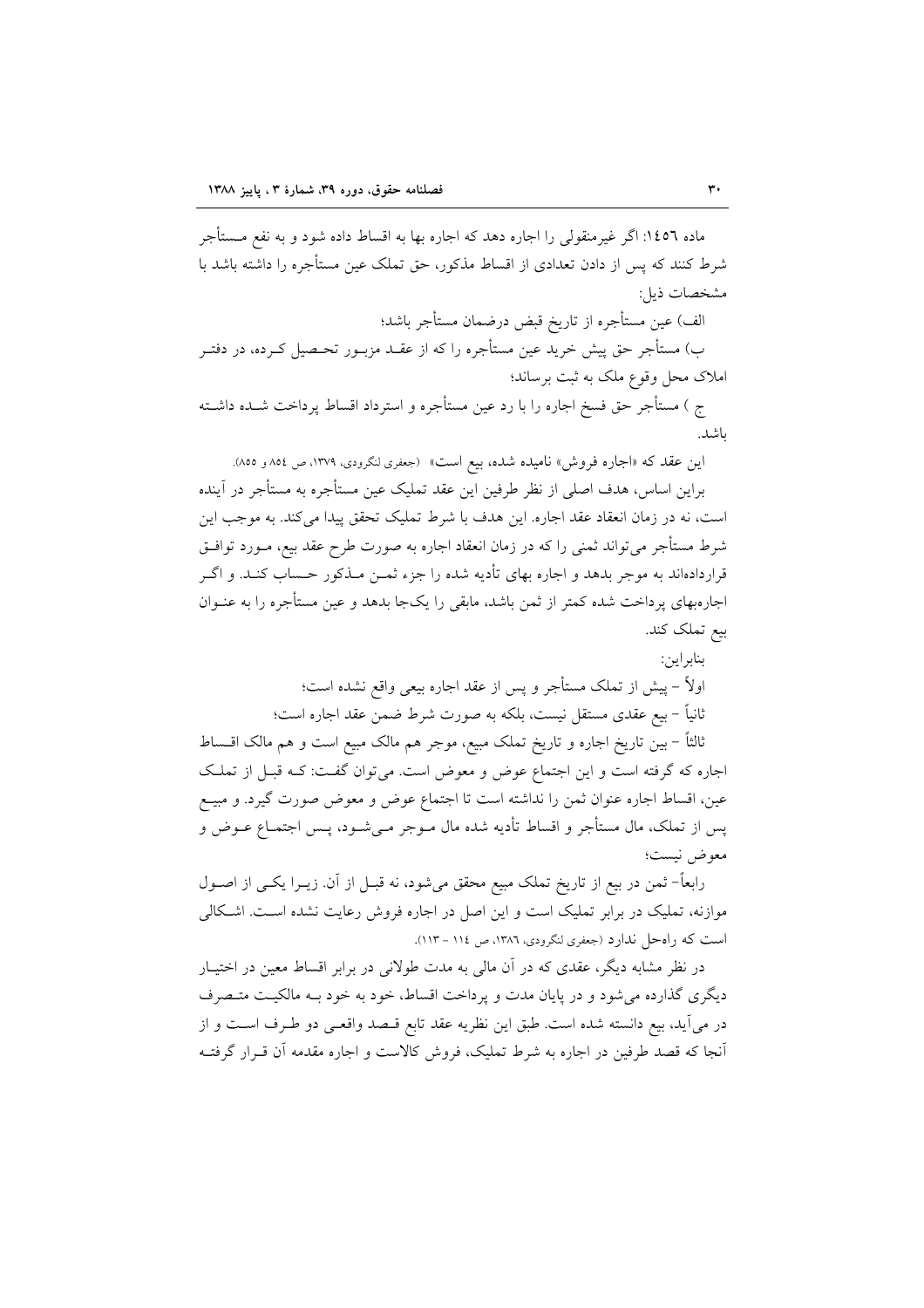ماده ١٤٥٦: اگر غیرمنقولی را اجاره دهد که اجاره بها به اقساط داده شود و به نفع مستأجر شرط کنند که پس از دادن تعدادی از اقساط مذکور، حق تملک عین مستأجره را داشته باشد با مشخصات ذیل:

الف) عین مستأجره از تاریخ قبض درضمان مستأجر باشد؛

ب) مستأجر حق پیش خرید عین مستأجره را که از عقد مزبور تحصیل کرده، در دفتر املاک محل وقوع ملک به ثبت برساند؛

ج ) مستأجر حق فسخ اجاره را با رد عین مستأجره و استرداد اقساط پرداخت شده داشته باشد.

این عقد که «اجاره فروش» نامیده شده، بیع است» (جعفری لنگرودی، ١٣٧٩، ص ٨٥٤ و ٨٥٥).

براین اساس، هدف اصلی از نظر طرفین این عقد تملیک عین مستأجره به مستأجر در آینده است، نه در زمان انعقاد عقد اجاره. این هدف با شرط تملیک تحقق پیدا می‌کند. به موجب این شرط مستأجر می‌تواند ثمنی را که در زمان انعقاد اجاره به صورت طرح عقد بیع، مورد توافق قرارداده‌اند به موجر بدهد و اجاره بهای تأدیه شده را جزء ثمن مذکور حساب کند. و اگر اجاره‌بهای پرداخت شده کمتر از ثمن باشد، مابقی را یک‌جا بدهد و عین مستأجره را به عنوان بیع تملک کند.

بنابراین:

اولاً – پیش از تملک مستأجر و پس از عقد اجاره بیعی واقع نشده است؛

ثانیاً – بیع عقدی مستقل نیست، بلکه به صورت شرط ضمن عقد اجاره است؛

ثالثاً – بین تاریخ اجاره و تاریخ تملک مبیع، موجر هم مالک مبیع است و هم مالک اقساط اجاره که گرفته است و این اجتماع عوض و معوض است. می‌توان گفت: که قبل از تملک عین، اقساط اجاره عنوان ثمن را نداشته است تا اجتماع عوض و معوض صورت گیرد. و مبیع پس از تملک، مال مستأجر و اقساط تأدیه شده مال موجر می‌شود، پس اجتماع عوض و معوض نیست؛

رابعاً– ثمن در بیع از تاریخ تملک مبیع محقق می‌شود، نه قبل از آن. زیرا یکی از اصول موازنه، تملیک در برابر تملیک است و این اصل در اجاره فروش رعایت نشده است. اشکالی است که راه‌حل ندارد (جعفری لنگرودی، ١٣٨٦، ص ١١٤ – ١١٣).

در نظر مشابه دیگر، عقدی که در آن مالی به مدت طولانی در برابر اقساط معین در اختیار دیگری گذارده می‌شود و در پایان مدت و پرداخت اقساط، خود به خود بـه مالکیت متصرف در می‌آید، بیع دانسته شده است. طبق این نظریه عقد تابع قصد واقعی دو طرف است و از آنجا که قصد طرفین در اجاره به شرط تملیک، فروش کالاست و اجاره مقدمه آن قرار گرفته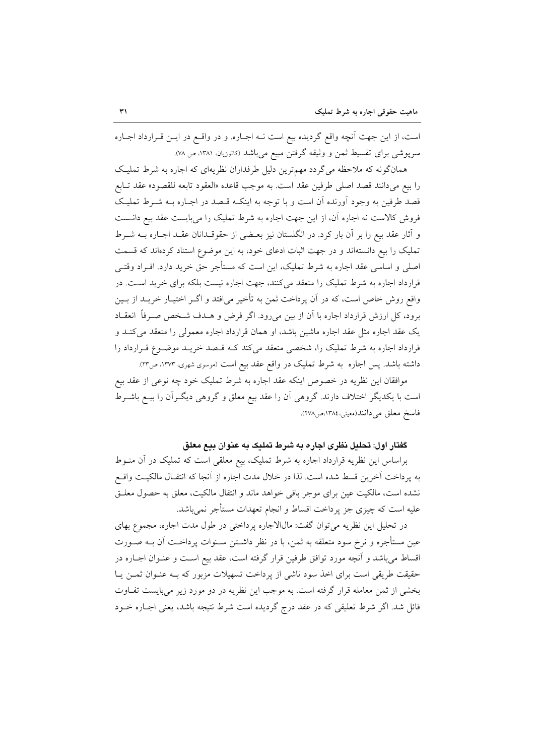است، از این جهت آنچه واقع گردیده بیع است نــه اجــاره. و در واقــع در ایــن قــرارداد اجــاره سرپوشی برای تقسیط ثمن و وثیقه گرفتن مبیع می‌باشد (کاتوزیان، ۱۳۸۱، ص ۷۸).

همان‌گونه که ملاحظه می‌گردد مهم‌ترین دلیل طرفداران نظریه‌ای که اجاره به شرط تملیک را بیع می‌دانند قصد اصلی طرفین عقد است. به موجب قاعده «العقود تابعه للقصود» عقد تـابع قصد طرفین به وجود آورنده آن است و با توجه به اینکـه قـصد در اجـاره بـه شـرط تملیک فروش کالاست نه اجاره آن، از این جهت اجاره به شرط تملیک را می‌بایست عقد بیع دانـست و آثار عقد بیع را بر آن بار کرد. در انگلستان نیز بعـضی از حقوقـدانان عقـد اجـاره بـه شـرط تملیک را بیع دانسته‌اند و در جهت اثبات ادعای خود، به این موضوع استناد کرده‌اند که قسمت اصلی و اساسی عقد اجاره به شرط تملیک، این است که مستأجر حق خرید دارد. افـراد وقتـی قرارداد اجاره به شرط تملیک را منعقد می‌کنند، جهت اجاره نیست بلکه برای خرید اسـت. در واقع روش خاص است، که در آن پرداخت ثمن به تأخیر می‌افتد و اگـر اختیـار خریـد از بـین برود، کل ارزش قرارداد اجاره با آن از بین می‌رود. اگر فرض و هـدف شـخص صـرفاً انعقـاد یک عقد اجاره مثل عقد اجاره ماشین باشد، او همان قرارداد اجاره معمولی را منعقد می‌کنـد و قرارداد اجاره به شرط تملیک را، شخصی منعقد می‌کند کـه قـصد خریـد موضـوع قـرارداد را داشته باشد. پس اجاره به شرط تملیک در واقع عقد بیع است (موسوی شهری، ۱۳۷۳، ص۲۳).

موافقان این نظریه در خصوص اینکه عقد اجاره به شرط تملیک خود چه نوعی از عقد بیع است با یکدیگر اختلاف دارند. گروهی آن را عقد بیع معلق و گروهی دیگـرآن را بیـع باشـرط فاسخ معلق می‌دانند(معینی،۱۳۸٤،ص۲۷۸).

### گفتار اول: تحلیل نظری اجاره به شرط تملیک به عنوان بیع معلق

براساس این نظریه قرارداد اجاره به شرط تملیک، بیع معلقی است که تملیک در آن منـوط به پرداخت آخرین قسط شده است. لذا در خلال مدت اجاره از آنجا که انتقـال مالکیـت واقـع نشده است، مالکیت عین برای موجر باقی خواهد ماند و انتقال مالکیت، معلق به حصول معلـق علیه است که چیزی جز پرداخت اقساط و انجام تعهدات مستأجر نمی‌باشد.

در تحلیل این نظریه می‌توان گفت: مال‌الاجاره پرداختی در طول مدت اجاره، مجموع بهای عین مستأجره و نرخ سود متعلقه به ثمن، با در نظر داشـتن سـنوات پرداخـت آن بـه صـورت اقساط می‌باشد و آنچه مورد توافق طرفین قرار گرفته است، عقد بیع اسـت و عنـوان اجـاره در حقیقت طریقی است برای اخذ سود ناشی از پرداخت تسهیلات مزبور که بـه عنـوان ثمـن یـا بخشی از ثمن معامله قرار گرفته است. به موجب این نظریه در دو مورد زیر می‌بایست تفـاوت قائل شد. اگر شرط تعلیقی که در عقد درج گردیده است شرط نتیجه باشد، یعنی اجـاره خـود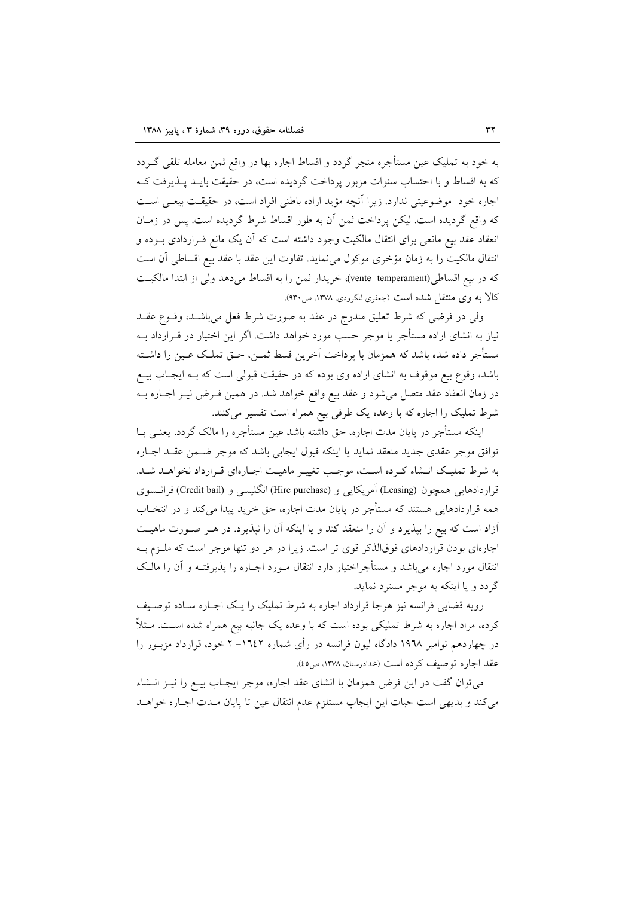به خود به تملیک عین مستأجره منجر گردد و اقساط اجاره بها در واقع ثمن معامله تلقی گـردد که به اقساط و با احتساب سنوات مزبور پرداخت گردیده است، در حقیقت بایـد پـذیرفت کـه اجاره خود موضوعیتی ندارد. زیرا آنچه مؤید اراده باطنی افراد است، در حقیقـت بیعـی اسـت که واقع گردیده است. لیکن پرداخت ثمن آن به طور اقساط شرط گردیده است. پس در زمـان انعقاد عقد بیع مانعی برای انتقال مالکیت وجود داشته است که آن یک مانع قـراردادی بـوده و انتقال مالکیت را به زمان مؤخری موکول می‌نماید. تفاوت این عقد با عقد بیع اقساطی آن است که در بیع اقساطی (vente temperament)، خریدار ثمن را به اقساط می‌دهد ولی از ابتدا مالکیـت کالا به وی منتقل شده است (جعفری لنگرودی، ۱۳۷۸، ص۹۳۰).

ولی در فرضی که شرط تعلیق مندرج در عقد به صورت شرط فعل می‌باشـد، وقـوع عقـد نیاز به انشای اراده مستأجر یا موجر حسب مورد خواهد داشت. اگر این اختیار در قـرارداد بـه مستأجر داده شده باشد که همزمان با پرداخت آخرین قسط ثمـن، حـق تملـک عـین را داشـته باشد، وقوع بیع موقوف به انشای اراده وی بوده که در حقیقت قبولی است که بـه ایجـاب بیـع در زمان انعقاد عقد متصل می‌شود و عقد بیع واقع خواهد شد. در همین فـرض نیـز اجـاره بـه شرط تملیک را اجاره که با وعده یک طرفی بیع همراه است تفسیر می‌کنند.

اینکه مستأجر در پایان مدت اجاره، حق داشته باشد عین مستأجره را مالک گردد. یعنـی بـا توافق موجر عقدی جدید منعقد نماید یا اینکه قبول ایجابی باشد که موجر ضـمن عقـد اجـاره به شرط تملیک انـشاء کـرده اسـت، موجـب تغییـر ماهیـت اجـاره‌ای قـرارداد نخواهـد شـد. قراردادهایی همچون (Leasing) آمریکایی و (Hire purchase) انگلیسی و (Credit bail) فرانـسوی همه قراردادهایی هستند که مستأجر در پایان مدت اجاره، حق خرید پیدا می‌کند و در انتخـاب آزاد است که بیع را بپذیرد و آن را منعقد کند و یا اینکه آن را نپذیرد. در هـر صـورت ماهیـت اجاره‌ای بودن قراردادهای فوق‌الذکر قوی تر است. زیرا در هر دو تنها موجر است که ملـزم بـه انتقال مورد اجاره می‌باشد و مستأجراختیار دارد انتقال مـورد اجـاره را پذیرفتـه و آن را مالـک گردد و یا اینکه به موجر مسترد نماید.

رویه قضایی فرانسه نیز هرجا قرارداد اجاره به شرط تملیک را یـک اجـاره سـاده توصـیف کرده، مراد اجاره به شرط تملیکی بوده است که با وعده یک جانبه بیع همراه شده اسـت. مـثلاً در چهاردهم نوامبر ۱۹۶۸ دادگاه لیون فرانسه در رأی شماره ۱۶۴۲- ۲ خود، قرارداد مزبـور را عقد اجاره توصیف کرده است (خدادوستان، ۱۳۷۸، ص۴۵).

می‌توان گفت در این فرض همزمان با انشای عقد اجاره، موجر ایجـاب بیـع را نیـز انـشاء می‌کند و بدیهی است حیات این ایجاب مستلزم عدم انتقال عین تا پایان مـدت اجـاره خواهـد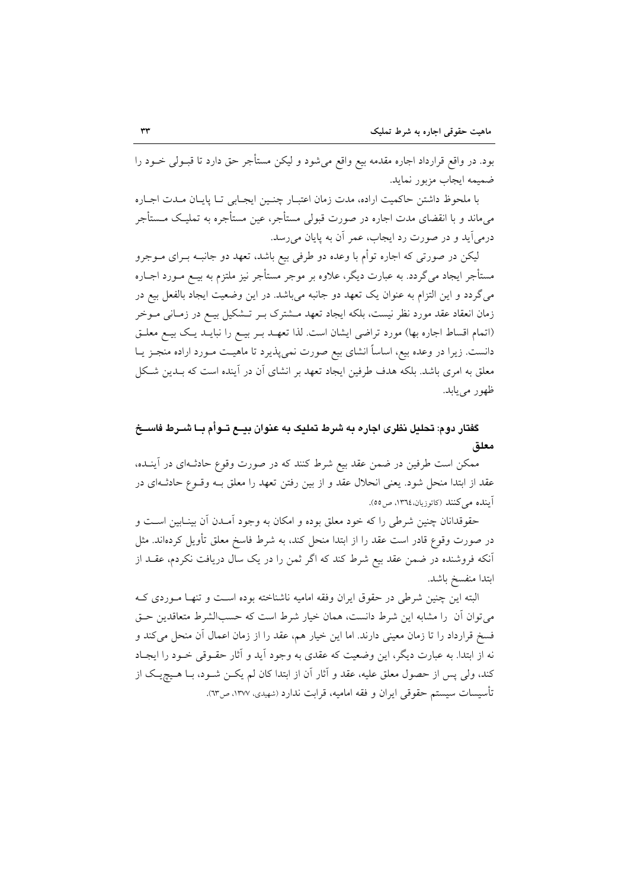بود. در واقع قرارداد اجاره مقدمه بیع واقع می‌شود و لیکن مستأجر حق دارد تا قبولی خود را ضمیمه ایجاب مزبور نماید.

با ملحوظ داشتن حاکمیت اراده، مدت زمان اعتبار چنین ایجابی تا پایان مدت اجاره می‌ماند و با انقضای مدت اجاره در صورت قبولی مستأجر، عین مستأجره به تملیک مستأجر درمی‌آید و در صورت رد ایجاب، عمر آن به پایان می‌رسد.

لیکن در صورتی که اجاره توأم با وعده دو طرفی بیع باشد، تعهد دو جانبه برای موجر و مستأجر ایجاد می‌گردد. به عبارت دیگر، علاوه بر موجر مستأجر نیز ملتزم به بیع مورد اجاره می‌گردد و این التزام به عنوان یک تعهد دو جانبه می‌باشد. در این وضعیت ایجاد بالفعل بیع در زمان انعقاد عقد مورد نظر نیست، بلکه ایجاد تعهد مشترک بر تشکیل بیع در زمانی موخر (اتمام اقساط اجاره بها) مورد تراضی ایشان است. لذا تعهد بر بیع را نباید یک بیع معلق دانست. زیرا در وعده بیع، اساساً انشای بیع صورت نمی‌پذیرد تا ماهیت مورد اراده منجز یا معلق به امری باشد. بلکه هدف طرفین ایجاد تعهد بر انشای آن در آینده است که بدین شکل ظهور می‌یابد.

## گفتار دوم: تحلیل نظری اجاره به شرط تملیک به عنوان بیع توأم با شرط فاسخ معلق

ممکن است طرفین در ضمن عقد بیع شرط کنند که در صورت وقوع حادثه‌ای در آینده، عقد از ابتدا منحل شود. یعنی انحلال عقد و از بین رفتن تعهد را معلق به وقوع حادثه‌ای در آینده می‌کنند (کاتوزیان، ۱۳٦٤، ص٥٥).

حقوقدانان چنین شرطی را که خود معلق بوده و امکان به وجود آمدن آن بینابین است و در صورت وقوع قادر است عقد را از ابتدا منحل کند، به شرط فاسخ معلق تأویل کرده‌اند. مثل آنکه فروشنده در ضمن عقد بیع شرط کند که اگر ثمن را در یک سال دریافت نکردم، عقد از ابتدا منفسخ باشد.

البته این چنین شرطی در حقوق ایران وفقه امامیه ناشناخته بوده است و تنها موردی که می‌توان آن را مشابه این شرط دانست، همان خیار شرط است که حسب‌الشرط متعاقدین حق فسخ قرارداد را تا زمان معینی دارند. اما این خیار هم، عقد را از زمان اعمال آن منحل می‌کند و نه از ابتدا. به عبارت دیگر، این وضعیت که عقدی به وجود آید و آثار حقوقی خود را ایجاد کند، ولی پس از حصول معلق علیه، عقد و آثار آن از ابتدا کان لم یکن شود، با هیچ‌یک از تأسیسات سیستم حقوقی ایران و فقه امامیه، قرابت ندارد (شهیدی، ۱۳۷۷، ص٦٣).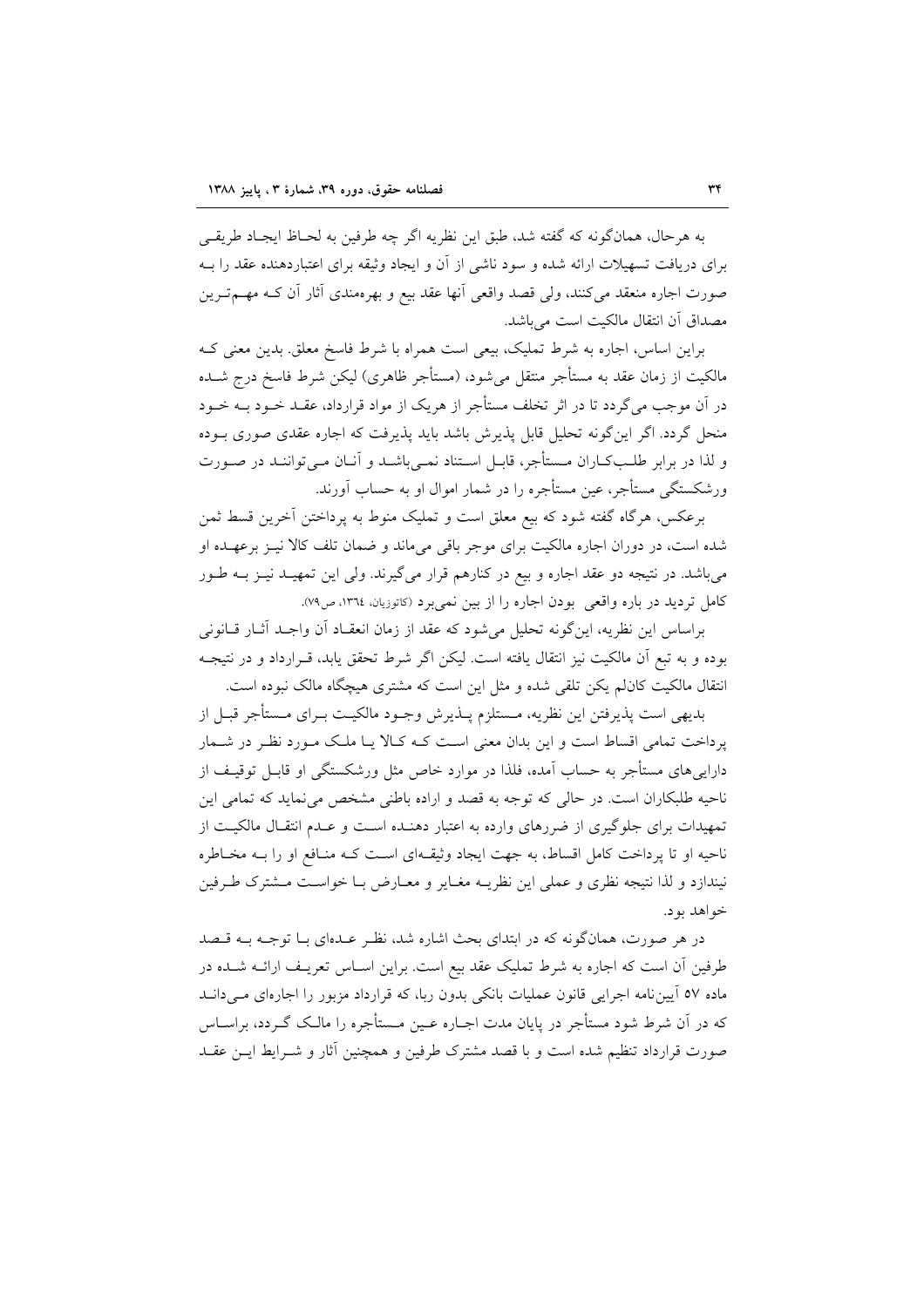به هرحال، همان‌گونه که گفته شد، طبق این نظریه اگر چه طرفین به لحاظ ایجاد طریقی برای دریافت تسهیلات ارائه شده و سود ناشی از آن و ایجاد وثیقه برای اعتباردهنده عقد را به صورت اجاره منعقد می‌کنند، ولی قصد واقعی آنها عقد بیع و بهره‌مندی آثار آن که مهم‌ترین مصداق آن انتقال مالکیت است می‌باشد.

براین اساس، اجاره به شرط تملیک، بیعی است همراه با شرط فاسخ معلق. بدین معنی که مالکیت از زمان عقد به مستأجر منتقل می‌شود، (مستأجر ظاهری) لیکن شرط فاسخ درج شده در آن موجب می‌گردد تا در اثر تخلف مستأجر از هریک از مواد قرارداد، عقد خود به خود منحل گردد. اگر این‌گونه تحلیل قابل پذیرش باشد باید پذیرفت که اجاره عقدی صوری بوده و لذا در برابر طلبکاران مستأجر، قابل استناد نمی‌باشد و آنان می‌توانند در صورت ورشکستگی مستأجر، عین مستأجره را در شمار اموال او به حساب آورند.

برعکس، هرگاه گفته شود که بیع معلق است و تملیک منوط به پرداختن آخرین قسط ثمن شده است، در دوران اجاره مالکیت برای موجر باقی می‌ماند و ضمان تلف کالا نیز برعهده او می‌باشد. در نتیجه دو عقد اجاره و بیع در کنارهم قرار می‌گیرند. ولی این تمهید نیز به طور کامل تردید در باره واقعی بودن اجاره را از بین نمی‌برد (کاتوزیان، ۱۳٦٤، ص۷۹).

براساس این نظریه، این‌گونه تحلیل می‌شود که عقد از زمان انعقاد آن واجد آثار قانونی بوده و به تبع آن مالکیت نیز انتقال یافته است. لیکن اگر شرط تحقق یابد، قرارداد و در نتیجه انتقال مالکیت کانلم یکن تلقی شده و مثل این است که مشتری هیچگاه مالک نبوده است.

بدیهی است پذیرفتن این نظریه، مستلزم پذیرش وجود مالکیت برای مستأجر قبل از پرداخت تمامی اقساط است و این بدان معنی است که کالا یا ملک مورد نظر در شمار دارایی‌های مستأجر به حساب آمده، فلذا در موارد خاص مثل ورشکستگی او قابل توقیف از ناحیه طلبکاران است. در حالی که توجه به قصد و اراده باطنی مشخص می‌نماید که تمامی این تمهیدات برای جلوگیری از ضررهای وارده به اعتبار دهنده است و عدم انتقال مالکیت از ناحیه او تا پرداخت کامل اقساط، به جهت ایجاد وثیقه‌ای است که منافع او را به مخاطره نیندازد و لذا نتیجه نظری و عملی این نظریه مغایر و معارض با خواست مشترک طرفین خواهد بود.

در هر صورت، همان‌گونه که در ابتدای بحث اشاره شد، نظر عده‌ای با توجه به قصد طرفین آن است که اجاره به شرط تملیک عقد بیع است. براین اساس تعریف ارائه شده در ماده ۵۷ آیین‌نامه اجرایی قانون عملیات بانکی بدون ربا، که قرارداد مزبور را اجاره‌ای می‌داند که در آن شرط شود مستأجر در پایان مدت اجاره عین مستأجره را مالک گردد، براساس صورت قرارداد تنظیم شده است و با قصد مشترک طرفین و همچنین آثار و شرایط این عقد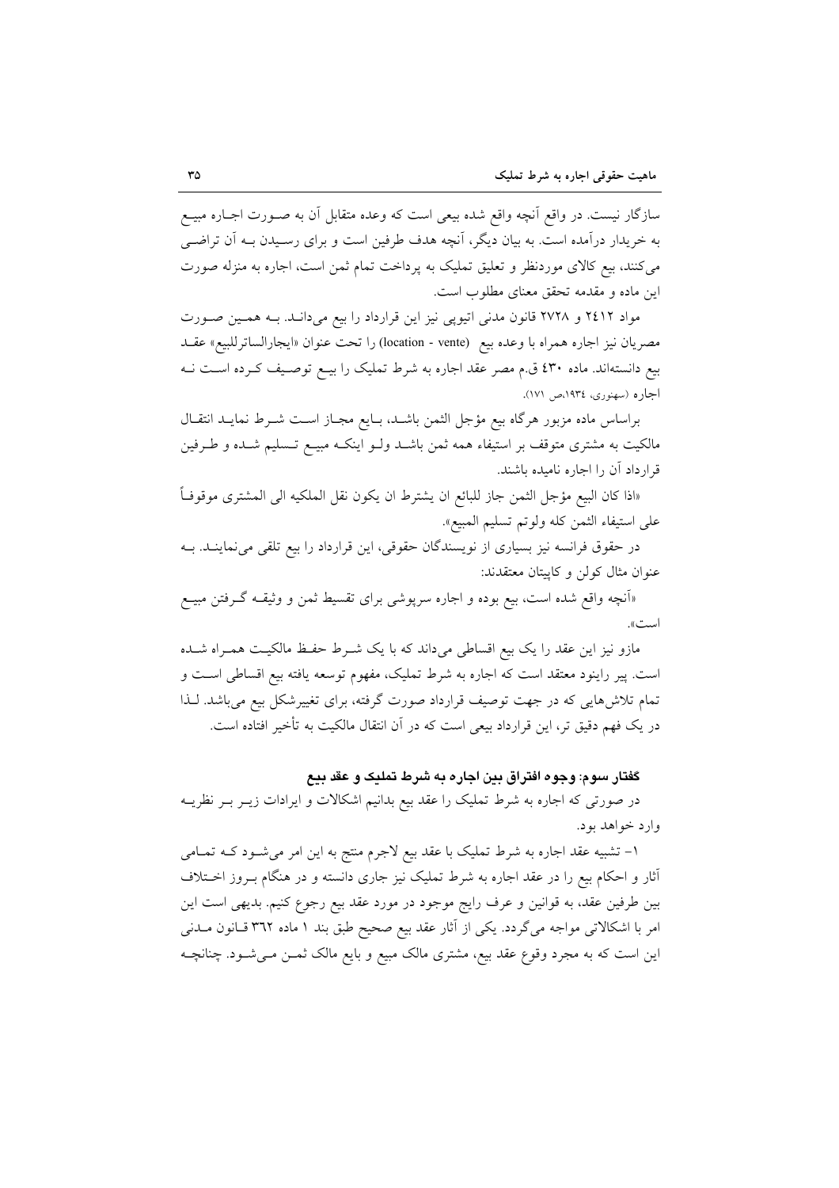سازگار نیست. در واقع آنچه واقع شده بیعی است که وعده متقابل آن به صورت اجاره مبیع به خریدار درآمده است. به بیان دیگر، آنچه هدف طرفین است و برای رسیدن به آن تراضی می‌کنند، بیع کالای موردنظر و تعلیق تملیک به پرداخت تمام ثمن است، اجاره به منزله صورت این ماده و مقدمه تحقق معنای مطلوب است.

مواد ۲٤۱۲ و ۲۷۲۸ قانون مدنی اتیوپی نیز این قرارداد را بیع می‌دانند. به همین صورت مصریان نیز اجاره همراه با وعده بیع (location - vente) را تحت عنوان «ایجارالساترللبیع» عقد بیع دانسته‌اند. ماده ٤۳۰ ق.م مصر عقد اجاره به شرط تملیک را بیع توصیف کرده است نه اجاره (سهنوری، ۱۹۳٤،ص ۱۷۱).

براساس ماده مزبور هرگاه بیع مؤجل الثمن باشد، بایع مجاز است شرط نماید انتقال مالکیت به مشتری متوقف بر استیفاء همه ثمن باشد ولو اینکه مبیع تسلیم شده و طرفین قرارداد آن را اجاره نامیده باشند.

«اذا کان البیع مؤجل الثمن جاز للبائع ان یشترط ان یکون نقل الملکیه الی المشتری موقوفاً علی استیفاء الثمن کله ولوتم تسلیم المبیع».

در حقوق فرانسه نیز بسیاری از نویسندگان حقوقی، این قرارداد را بیع تلقی می‌نمایند. به عنوان مثال کولن و کاپیتان معتقدند:

«آنچه واقع شده است، بیع بوده و اجاره سرپوشی برای تقسیط ثمن و وثیقه گرفتن مبیع است».

مازو نیز این عقد را یک بیع اقساطی می‌داند که با یک شرط حفظ مالکیت همراه شده است. پیر راینود معتقد است که اجاره به شرط تملیک، مفهوم توسعه یافته بیع اقساطی است و تمام تلاش‌هایی که در جهت توصیف قرارداد صورت گرفته، برای تغییرشکل بیع می‌باشد. لذا در یک فهم دقیق تر، این قرارداد بیعی است که در آن انتقال مالکیت به تأخیر افتاده است.

### گفتار سوم: وجوه افتراق بین اجاره به شرط تملیک و عقد بیع

در صورتی که اجاره به شرط تملیک را عقد بیع بدانیم اشکالات و ایرادات زیر بر نظریه وارد خواهد بود.

۱- تشبیه عقد اجاره به شرط تملیک با عقد بیع لاجرم منتج به این امر می‌شود که تمامی آثار و احکام بیع را در عقد اجاره به شرط تملیک نیز جاری دانسته و در هنگام بروز اختلاف بین طرفین عقد، به قوانین و عرف رایج موجود در مورد عقد بیع رجوع کنیم. بدیهی است این امر با اشکالاتی مواجه می‌گردد. یکی از آثار عقد بیع صحیح طبق بند ۱ ماده ۳٦۲ قانون مدنی این است که به مجرد وقوع عقد بیع، مشتری مالک مبیع و بایع مالک ثمن می‌شود. چنانچه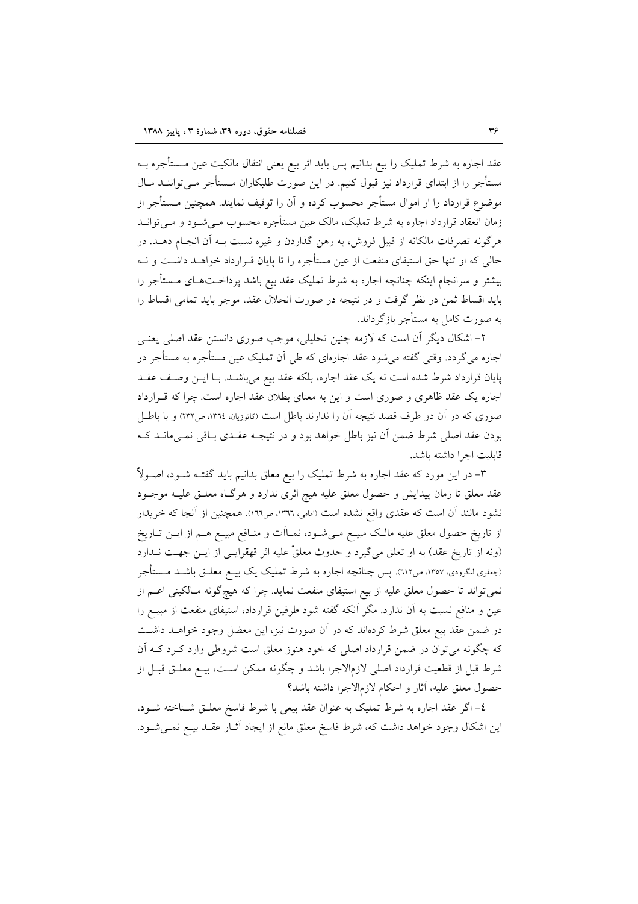عقد اجاره به شرط تملیک را بیع بدانیم پس باید اثر بیع یعنی انتقال مالکیت عین مستأجره به مستأجر را از ابتدای قرارداد نیز قبول کنیم. در این صورت طلبکاران مستأجر می‌توانند مال موضوع قرارداد را از اموال مستأجر محسوب کرده و آن را توقیف نمایند. همچنین مستأجر از زمان انعقاد قرارداد اجاره به شرط تملیک، مالک عین مستأجره محسوب می‌شود و می‌تواند هرگونه تصرفات مالکانه از قبیل فروش، به رهن گذاردن و غیره نسبت به آن انجام دهد. در حالی که او تنها حق استیفای منفعت از عین مستأجره را تا پایان قرارداد خواهد داشت و نه بیشتر و سرانجام اینکه چنانچه اجاره به شرط تملیک عقد بیع باشد پرداخت‌های مستأجر را باید اقساط ثمن در نظر گرفت و در نتیجه در صورت انحلال عقد، موجر باید تمامی اقساط را به صورت کامل به مستأجر بازگرداند.

۲- اشکال دیگر آن است که لازمه چنین تحلیلی، موجب صوری دانستن عقد اصلی یعنی اجاره می‌گردد. وقتی گفته می‌شود عقد اجاره‌ای که طی آن تملیک عین مستأجره به مستأجر در پایان قرارداد شرط شده است نه یک عقد اجاره، بلکه عقد بیع می‌باشد. با این وصف عقد اجاره یک عقد ظاهری و صوری است و این به معنای بطلان عقد اجاره است. چرا که قرارداد صوری که در آن دو طرف قصد نتیجه آن را ندارند باطل است (کاتوزیان، ۱۳۶۴، ص۲۳۲) و با باطل بودن عقد اصلی شرط ضمن آن نیز باطل خواهد بود و در نتیجه عقدی باقی نمی‌ماند که قابلیت اجرا داشته باشد.

۳- در این مورد که عقد اجاره به شرط تملیک را بیع معلق بدانیم باید گفته شود، اصولاً عقد معلق تا زمان پیدایش و حصول معلق علیه هیچ اثری ندارد و هرگاه معلق علیه موجود نشود مانند آن است که عقدی واقع نشده است (امامی، ۱۳۶۶، ص۱۶۶). همچنین از آنجا که خریدار از تاریخ حصول معلق علیه مالک مبیع می‌شود، نماآت و منافع مبیع هم از این تاریخ (ونه از تاریخ عقد) به او تعلق می‌گیرد و حدوث معلقٌ علیه اثر قهقرایی از این جهت ندارد (جعفری لنگرودی، ۱۳۵۷، ص۶۱۲). پس چنانچه اجاره به شرط تملیک یک بیع معلق باشد مستأجر نمی‌تواند تا حصول معلق علیه از بیع استیفای منفعت نماید. چرا که هیچ‌گونه مالکیتی اعم از عین و منافع نسبت به آن ندارد. مگر آنکه گفته شود طرفین قرارداد، استیفای منفعت از مبیع را در ضمن عقد بیع معلق شرط کرده‌اند که در آن صورت نیز، این معضل وجود خواهد داشت که چگونه می‌توان در ضمن قرارداد اصلی که خود هنوز معلق است شروطی وارد کرد که آن شرط قبل از قطعیت قرارداد اصلی لازم‌الاجرا باشد و چگونه ممکن است، بیع معلق قبل از حصول معلق علیه، آثار و احکام لازم‌الاجرا داشته باشد؟

۴- اگر عقد اجاره به شرط تملیک به عنوان عقد بیعی با شرط فاسخ معلق شناخته شود، این اشکال وجود خواهد داشت که، شرط فاسخ معلق مانع از ایجاد آثار عقد بیع نمی‌شود.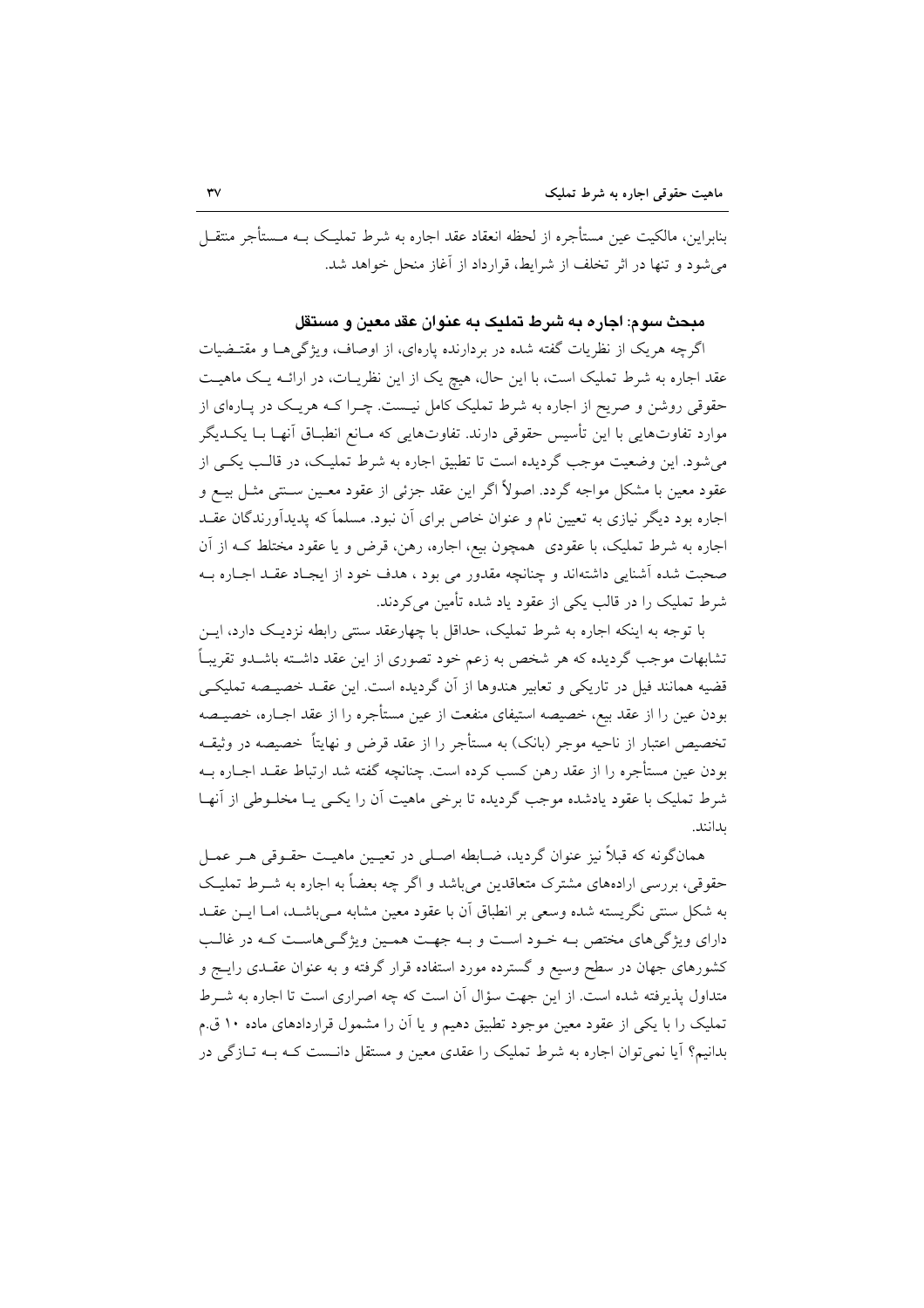بنابراین، مالکیت عین مستأجره از لحظه انعقاد عقد اجاره به شرط تملیک بـه مـستأجر منتقـل می‌شود و تنها در اثر تخلف از شرایط، قرارداد از آغاز منحل خواهد شد.

### مبحث سوم: اجاره به شرط تملیک به عنوان عقد معین و مستقل

اگرچه هریک از نظریات گفته شده در بردارنده پاره‌ای، از اوصاف، ویژگی‌هـا و مقتـضیات عقد اجاره به شرط تملیک است، با این حال، هیچ یک از این نظریـات، در ارائـه یـک ماهیـت حقوقی روشن و صریح از اجاره به شرط تملیک کامل نیـست. چـرا کـه هریـک در پـاره‌ای از موارد تفاوت‌هایی با این تأسیس حقوقی دارند. تفاوت‌هایی که مـانع انطبـاق آنهـا بـا یکـدیگر می‌شود. این وضعیت موجب گردیده است تا تطبیق اجاره به شرط تملیـک، در قالـب یکـی از عقود معین با مشکل مواجه گردد. اصولاً اگر این عقد جزئی از عقود معـین سـنتی مثـل بیـع و اجاره بود دیگر نیازی به تعیین نام و عنوان خاص برای آن نبود. مسلماً که پدیدآورندگان عقـد اجاره به شرط تملیک، با عقودی همچون بیع، اجاره، رهن، قرض و یا عقود مختلط کـه از آن صحبت شده آشنایی داشته‌اند و چنانچه مقدور می بود ، هدف خود از ایجـاد عقـد اجـاره بـه شرط تملیک را در قالب یکی از عقود یاد شده تأمین می‌کردند.

با توجه به اینکه اجاره به شرط تملیک، حداقل با چهارعقد سنتی رابطه نزدیـک دارد، ایـن تشابهات موجب گردیده که هر شخص به زعم خود تصوری از این عقد داشـته باشـدو تقریبـاً قضیه همانند فیل در تاریکی و تعابیر هندوها از آن گردیده است. این عقـد خصیـصه تملیکـی بودن عین را از عقد بیع، خصیصه استیفای منفعت از عین مستأجره را از عقد اجـاره، خصیـصه تخصیص اعتبار از ناحیه موجر (بانک) به مستأجر را از عقد قرض و نهایتاً خصیصه در وثیقـه بودن عین مستأجره را از عقد رهن کسب کرده است. چنانچه گفته شد ارتباط عقـد اجـاره بـه شرط تملیک با عقود یادشده موجب گردیده تا برخی ماهیت آن را یکـی یـا مخلـوطی از آنهـا بدانند.

همان‌گونه که قبلاً نیز عنوان گردید، ضـابطه اصـلی در تعیـین ماهیـت حقـوقی هـر عمـل حقوقی، بررسی اراده‌های مشترک متعاقدین می‌باشد و اگر چه بعضاً به اجاره به شـرط تملیـک به شکل سنتی نگریسته شده وسعی بر انطباق آن با عقود معین مشابه مـی‌باشـد، امـا ایـن عقـد دارای ویژگی‌های مختص بـه خـود اسـت و بـه جهـت همـین ویژگـی‌هاسـت کـه در غالـب کشورهای جهان در سطح وسیع و گسترده مورد استفاده قرار گرفته و به عنوان عقـدی رایـج و متداول پذیرفته شده است. از این جهت سؤال آن است که چه اصراری است تا اجاره به شـرط تملیک را با یکی از عقود معین موجود تطبیق دهیم و یا آن را مشمول قراردادهای ماده ۱۰ ق.م بدانیم؟ آیا نمی‌توان اجاره به شرط تملیک را عقدی معین و مستقل دانـست کـه بـه تـازگی در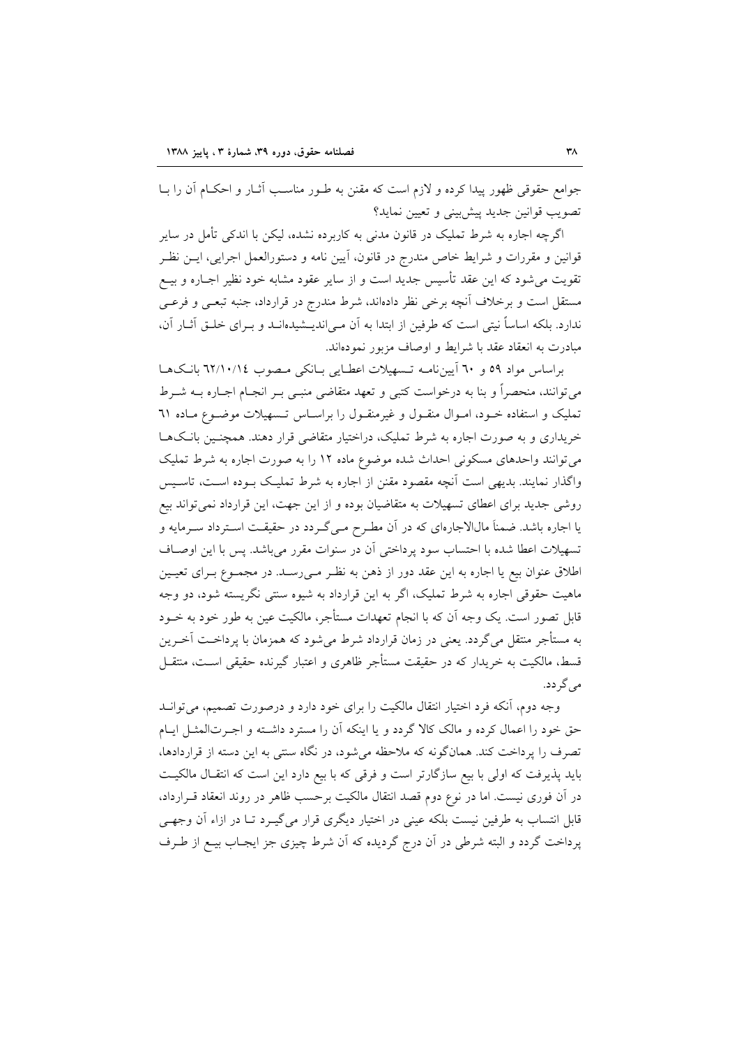جوامع حقوقی ظهور پیدا کرده و لازم است که مقنن به طـور مناسـب آثـار و احکـام آن را بـا تصویب قوانین جدید پیش‌بینی و تعیین نماید؟

اگرچه اجاره به شرط تملیک در قانون مدنی به کاربرده نشده، لیکن با اندکی تأمل در سایر قوانین و مقررات و شرایط خاص مندرج در قانون، آیین نامه و دستورالعمل اجرایی، ایـن نظـر تقویت می‌شود که این عقد تأسیس جدید است و از سایر عقود مشابه خود نظیر اجـاره و بیـع مستقل است و برخلاف آنچه برخی نظر داده‌اند، شرط مندرج در قرارداد، جنبه تبعـی و فرعـی ندارد. بلکه اساساً نیتی است که طرفین از ابتدا به آن مـی‌اندیـشیده‌انـد و بـرای خلـق آثـار آن، مبادرت به انعقاد عقد با شرایط و اوصاف مزبور نموده‌اند.

براساس مواد ۵۹ و ٦٠ آیین‌نامـه تـسهیلات اعطـایی بـانکی مـصوب ٦٢/١٠/١٤ بانـک‌هـا می‌توانند، منحصراً و بنا به درخواست کتبی و تعهد متقاضی منبـی بـر انجـام اجـاره بـه شـرط تملیک و استفاده خـود، امـوال منقـول و غیرمنقـول را براسـاس تـسهیلات موضـوع مـاده ٦١ خریداری و به صورت اجاره به شرط تملیک، دراختیار متقاضی قرار دهند. همچنـین بانـک‌هـا می‌توانند واحدهای مسکونی احداث شده موضوع ماده ١٢ را به صورت اجاره به شرط تملیک واگذار نمایند. بدیهی است آنچه مقصود مقنن از اجاره به شرط تملیـک بـوده اسـت، تاسـیس روشی جدید برای اعطای تسهیلات به متقاضیان بوده و از این جهت، این قرارداد نمی‌تواند بیع یا اجاره باشد. ضمناً مال‌الاجاره‌ای که در آن مطـرح مـی‌گـردد در حقیقـت اسـترداد سـرمایه و تسهیلات اعطا شده با احتساب سود پرداختی آن در سنوات مقرر می‌باشد. پس با این اوصـاف اطلاق عنوان بیع یا اجاره به این عقد دور از ذهن به نظـر مـی‌رسـد. در مجمـوع بـرای تعیـین ماهیت حقوقی اجاره به شرط تملیک، اگر به این قرارداد به شیوه سنتی نگریسته شود، دو وجه قابل تصور است. یک وجه آن که با انجام تعهدات مستأجر، مالکیت عین به طور خود به خـود به مستأجر منتقل می‌گردد. یعنی در زمان قرارداد شرط می‌شود که همزمان با پرداخـت آخـرین قسط، مالکیت به خریدار که در حقیقت مستأجر ظاهری و اعتبار گیرنده حقیقی اسـت، منتقـل می‌گردد.

وجه دوم، آنکه فرد اختیار انتقال مالکیت را برای خود دارد و درصورت تصمیم، می‌توانـد حق خود را اعمال کرده و مالک کالا گردد و یا اینکه آن را مسترد داشـته و اجـرت‌المثـل ایـام تصرف را پرداخت کند. همان‌گونه که ملاحظه می‌شود، در نگاه سنتی به این دسته از قراردادها، باید پذیرفت که اولی با بیع سازگارتر است و فرقی که با بیع دارد این است که انتقـال مالکیـت در آن فوری نیست. اما در نوع دوم قصد انتقال مالکیت برحسب ظاهر در روند انعقاد قـرارداد، قابل انتساب به طرفین نیست بلکه عینی در اختیار دیگری قرار می‌گیـرد تـا در ازاء آن وجهـی پرداخت گردد و البته شرطی در آن درج گردیده که آن شرط چیزی جز ایجـاب بیـع از طـرف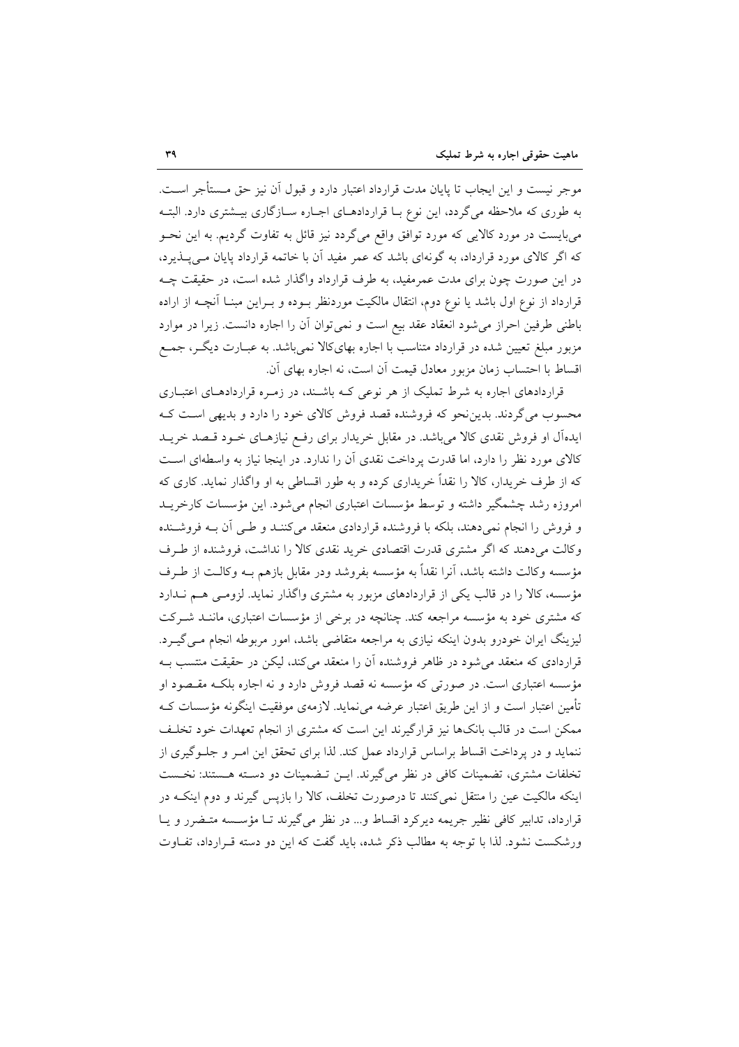موجر نیست و این ایجاب تا پایان مدت قرارداد اعتبار دارد و قبول آن نیز حق مستأجر است. به طوری که ملاحظه می‌گردد، این نوع با قراردادهای اجاره سازگاری بیشتری دارد. البته می‌بایست در مورد کالایی که مورد توافق واقع می‌گردد نیز قائل به تفاوت گردیم. به این نحو که اگر کالای مورد قرارداد، به گونه‌ای باشد که عمر مفید آن با خاتمه قرارداد پایان می‌پذیرد، در این صورت چون برای مدت عمرمفید، به طرف قرارداد واگذار شده است، در حقیقت چه قرارداد از نوع اول باشد یا نوع دوم، انتقال مالکیت موردنظر بوده و براین مبنا آنچه از اراده باطنی طرفین احراز می‌شود انعقاد عقد بیع است و نمی‌توان آن را اجاره دانست. زیرا در موارد مزبور مبلغ تعیین شده در قرارداد متناسب با اجاره بهای‌کالا نمی‌باشد. به عبارت دیگر، جمع اقساط با احتساب زمان مزبور معادل قیمت آن است، نه اجاره بهای آن.

قراردادهای اجاره به شرط تملیک از هر نوعی که باشند، در زمره قراردادهای اعتباری محسوب می‌گردند. بدین‌نحو که فروشنده قصد فروش کالای خود را دارد و بدیهی است که ایده‌آل او فروش نقدی کالا می‌باشد. در مقابل خریدار برای رفع نیازهای خود قصد خرید کالای مورد نظر را دارد، اما قدرت پرداخت نقدی آن را ندارد. در اینجا نیاز به واسطه‌ای است که از طرف خریدار، کالا را نقداً خریداری کرده و به طور اقساطی به او واگذار نماید. کاری که امروزه رشد چشمگیر داشته و توسط مؤسسات اعتباری انجام می‌شود. این مؤسسات کارخرید و فروش را انجام نمی‌دهند، بلکه با فروشنده قراردادی منعقد می‌کنند و طی آن به فروشنده وکالت می‌دهند که اگر مشتری قدرت اقتصادی خرید نقدی کالا را نداشت، فروشنده از طرف مؤسسه وکالت داشته باشد، آنرا نقداً به مؤسسه بفروشد ودر مقابل بازهم به وکالت از طرف مؤسسه، کالا را در قالب یکی از قراردادهای مزبور به مشتری واگذار نماید. لزومی هم ندارد که مشتری خود به مؤسسه مراجعه کند. چنانچه در برخی از مؤسسات اعتباری، مانند شرکت لیزینگ ایران خودرو بدون اینکه نیازی به مراجعه متقاضی باشد، امور مربوطه انجام می‌گیرد. قراردادی که منعقد می‌شود در ظاهر فروشنده آن را منعقد می‌کند، لیکن در حقیقت منتسب به مؤسسه اعتباری است. در صورتی که مؤسسه نه قصد فروش دارد و نه اجاره بلکه مقصود او تأمین اعتبار است و از این طریق اعتبار عرضه می‌نماید. لازمه‌ی موفقیت اینگونه مؤسسات که ممکن است در قالب بانک‌ها نیز قرارگیرند این است که مشتری از انجام تعهدات خود تخلف ننماید و در پرداخت اقساط براساس قرارداد عمل کند. لذا برای تحقق این امر و جلوگیری از تخلفات مشتری، تضمینات کافی در نظر می‌گیرند. این تضمینات دو دسته هستند: نخست اینکه مالکیت عین را منتقل نمی‌کنند تا درصورت تخلف، کالا را بازپس گیرند و دوم اینکه در قرارداد، تدابیر کافی نظیر جریمه دیرکرد اقساط و... در نظر می‌گیرند تا مؤسسه متضرر و یا ورشکست نشود. لذا با توجه به مطالب ذکر شده، باید گفت که این دو دسته قرارداد، تفاوت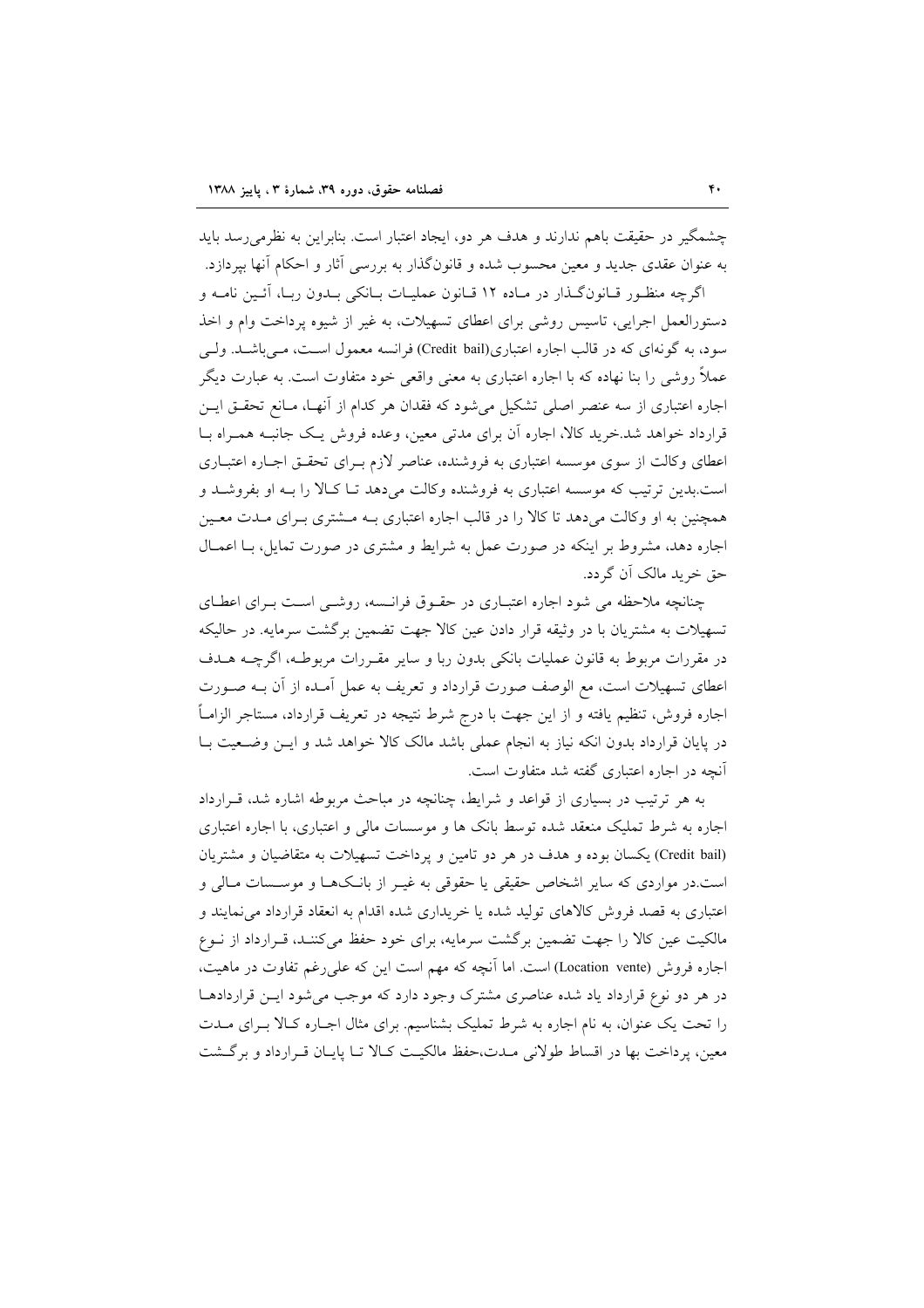چشمگیر در حقیقت باهم ندارند و هدف هر دو، ایجاد اعتبار است. بنابراین به نظرمی‌رسد باید به عنوان عقدی جدید و معین محسوب شده و قانونگذار به بررسی آثار و احکام آنها بپردازد.

اگرچه منظور قانونگذار در ماده ۱۲ قانون عملیات بانکی بدون ربا، آئین نامه و دستورالعمل اجرایی، تاسیس روشی برای اعطای تسهیلات، به غیر از شیوه پرداخت وام و اخذ سود، به گونه‌ای که در قالب اجاره اعتباری(Credit bail) فرانسه معمول است، می‌باشد. ولی عملاً روشی را بنا نهاده که با اجاره اعتباری به معنی واقعی خود متفاوت است. به عبارت دیگر اجاره اعتباری از سه عنصر اصلی تشکیل می‌شود که فقدان هر کدام از آنها، مانع تحقق این قرارداد خواهد شد.خرید کالا، اجاره آن برای مدتی معین، وعده فروش یک جانبه همراه با اعطای وکالت از سوی موسسه اعتباری به فروشنده، عناصر لازم برای تحقق اجاره اعتباری است.بدین ترتیب که موسسه اعتباری به فروشنده وکالت می‌دهد تا کالا را به او بفروشد و همچنین به او وکالت می‌دهد تا کالا را در قالب اجاره اعتباری به مشتری برای مدت معین اجاره دهد، مشروط بر اینکه در صورت عمل به شرایط و مشتری در صورت تمایل، با اعمال حق خرید مالک آن گردد.

چنانچه ملاحظه می شود اجاره اعتباری در حقوق فرانسه، روشی است برای اعطای تسهیلات به مشتریان با در وثیقه قرار دادن عین کالا جهت تضمین برگشت سرمایه. در حالیکه در مقررات مربوط به قانون عملیات بانکی بدون ربا و سایر مقررات مربوطه، اگرچه هدف اعطای تسهیلات است، مع الوصف صورت قرارداد و تعریف به عمل آمده از آن به صورت اجاره فروش، تنظیم یافته و از این جهت با درج شرط نتیجه در تعریف قرارداد، مستاجر الزاماً در پایان قرارداد بدون انکه نیاز به انجام عملی باشد مالک کالا خواهد شد و این وضعیت با آنچه در اجاره اعتباری گفته شد متفاوت است.

به هر ترتیب در بسیاری از قواعد و شرایط، چنانچه در مباحث مربوطه اشاره شد، قرارداد اجاره به شرط تملیک منعقد شده توسط بانک ها و موسسات مالی و اعتباری، با اجاره اعتباری (Credit bail) یکسان بوده و هدف در هر دو تامین و پرداخت تسهیلات به متقاضیان و مشتریان است.در مواردی که سایر اشخاص حقیقی یا حقوقی به غیر از بانک‌ها و موسسات مالی و اعتباری به قصد فروش کالاهای تولید شده یا خریداری شده اقدام به انعقاد قرارداد می‌نمایند و مالکیت عین کالا را جهت تضمین برگشت سرمایه، برای خود حفظ می‌کنند، قرارداد از نوع اجاره فروش (Location vente) است. اما آنچه که مهم است این که علی‌رغم تفاوت در ماهیت، در هر دو نوع قرارداد یاد شده عناصری مشترک وجود دارد که موجب می‌شود این قراردادها را تحت یک عنوان، به نام اجاره به شرط تملیک بشناسیم. برای مثال اجاره کالا برای مدت معین، پرداخت بها در اقساط طولانی مدت،حفظ مالکیت کالا تا پایان قرارداد و برگشت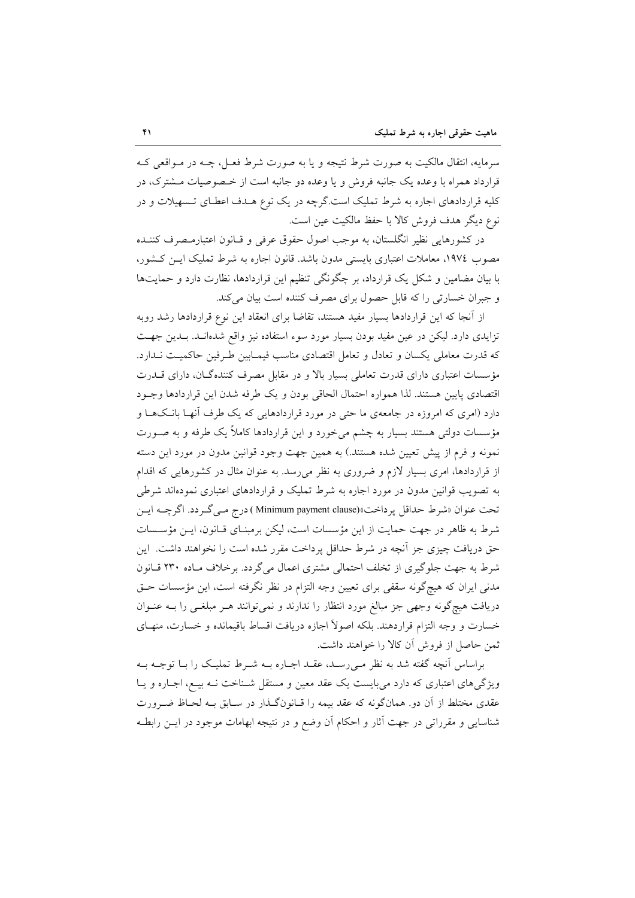سرمایه، انتقال مالکیت به صورت شرط نتیجه و یا به صورت شرط فعل، چه در مواقعی که قرارداد همراه با وعده یک جانبه فروش و یا وعده دو جانبه است از خصوصیات مشترک، در کلیه قراردادهای اجاره به شرط تملیک است.گرچه در یک نوع هدف اعطای تسهیلات و در نوع دیگر هدف فروش کالا با حفظ مالکیت عین است.

در کشورهایی نظیر انگلستان، به موجب اصول حقوق عرفی و قانون اعتبارمصرف کننده مصوب ۱۹۷٤، معاملات اعتباری بایستی مدون باشد. قانون اجاره به شرط تملیک این کشور، با بیان مضامین و شکل یک قرارداد، بر چگونگی تنظیم این قراردادها، نظارت دارد و حمایت‌ها و جبران خسارتی را که قابل حصول برای مصرف کننده است بیان می‌کند.

از آنجا که این قراردادها بسیار مفید هستند، تقاضا برای انعقاد این نوع قراردادها رشد روبه تزایدی دارد. لیکن در عین مفید بودن بسیار مورد سوء استفاده نیز واقع شده‌اند. بدین جهت که قدرت معاملی یکسان و تعادل و تعامل اقتصادی مناسب فیمابین طرفین حاکمیت ندارد. مؤسسات اعتباری دارای قدرت تعاملی بسیار بالا و در مقابل مصرف کننده‌گان، دارای قدرت اقتصادی پایین هستند. لذا همواره احتمال الحاقی بودن و یک طرفه شدن این قراردادها وجود دارد (امری که امروزه در جامعه‌ی ما حتی در مورد قراردادهایی که یک طرف آنها بانک‌ها و مؤسسات دولتی هستند بسیار به چشم می‌خورد و این قراردادها کاملاً یک طرفه و به صورت نمونه و فرم از پیش تعیین شده هستند.) به همین جهت وجود قوانین مدون در مورد این دسته از قراردادها، امری بسیار لازم و ضروری به نظر می‌رسد. به عنوان مثال در کشورهایی که اقدام به تصویب قوانین مدون در مورد اجاره به شرط تملیک و قراردادهای اعتباری نموده‌اند شرطی تحت عنوان «شرط حداقل پرداخت»(Minimum payment clause) درج می‌گردد. اگرچه این شرط به ظاهر در جهت حمایت از این مؤسسات است، لیکن برمبنای قانون، این مؤسسات حق دریافت چیزی جز آنچه در شرط حداقل پرداخت مقرر شده است را نخواهند داشت. این شرط به جهت جلوگیری از تخلف احتمالی مشتری اعمال می‌گردد. برخلاف ماده ۲۳۰ قانون مدنی ایران که هیچ‌گونه سقفی برای تعیین وجه التزام در نظر نگرفته است، این مؤسسات حق دریافت هیچ‌گونه وجهی جز مبالغ مورد انتظار را ندارند و نمی‌توانند هر مبلغی را به عنوان خسارت و وجه التزام قراردهند. بلکه اصولاً اجازه دریافت اقساط باقیمانده و خسارت، منهای ثمن حاصل از فروش آن کالا را خواهند داشت.

براساس آنچه گفته شد به نظر می‌رسد، عقد اجاره به شرط تملیک را با توجه به ویژگی‌های اعتباری که دارد می‌بایست یک عقد معین و مستقل شناخت نه بیع، اجاره و یا عقدی مختلط از آن دو. همان‌گونه که عقد بیمه را قانون‌گذار در سابق به لحاظ ضرورت شناسایی و مقرراتی در جهت آثار و احکام آن وضع و در نتیجه ابهامات موجود در این رابطه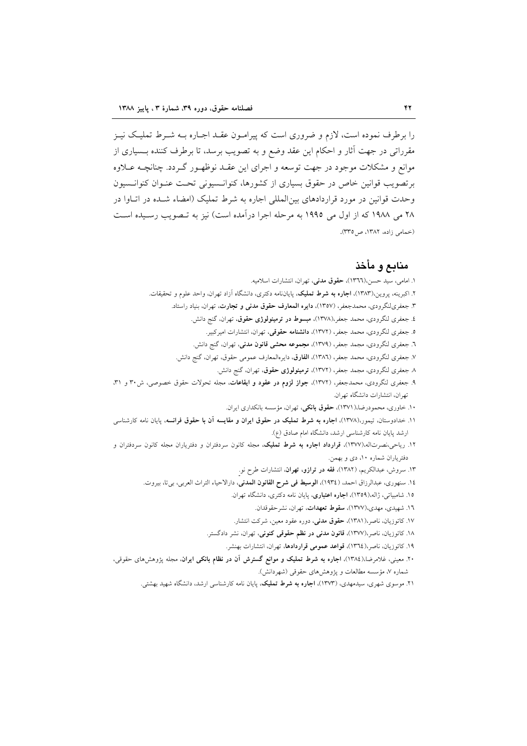را برطرف نموده است، لازم و ضروری است که پیرامون عقد اجاره به شرط تملیک نیز مقرراتی در جهت آثار و احکام این عقد وضع و به تصویب برسد، تا برطرف کننده بسیاری از موانع و مشکلات موجود در جهت توسعه و اجرای این عقد نوظهور گردد. چنانچه علاوه برتصویب قوانین خاص در حقوق بسیاری از کشورها، کنوانسیونی تحت عنوان کنوانسیون وحدت قوانین در مورد قراردادهای بین‌المللی اجاره به شرط تملیک (امضاء شده در اتاوا در ۲۸ می ۱۹۸۸ که از اول می ۱۹۹۵ به مرحله اجرا درآمده است) نیز به تصویب رسیده است (خمامی زاده، ۱۳۸۲، ص۳۳۵).

## منابع و مأخذ

۱. امامی، سید حسن،(۱۳۶۶)، **حقوق مدنی**، تهران، انتشارات اسلامیه.

۲. اکبرینه، پروین،(۱۳۸۳)، **اجاره به شرط تملیک**، پایان‌نامه دکتری، دانشگاه آزاد تهران، واحد علوم و تحقیقات.

۳. جعفری‌لنگرودی، محمدجعفر، (۱۳۵۷)، **دایره المعارف حقوق مدنی و تجارت**، تهران، بنیاد راستاد.

۴. جعفری لنگرودی، محمد جعفر،(۱۳۷۸)، **مبسوط در ترمینولوژی حقوق**، تهران، گنج دانش.

۵. جعفری لنگرودی، محمد جعفر، (۱۳۷۲)، **دانشنامه حقوقی**، تهران، انتشارات امیرکبیر.

۶. جعفری لنگرودی، مجمد جعفر، (۱۳۷۹)، **مجموعه محشی قانون مدنی**، تهران، گنج دانش.

۷. جعفری لنگرودی، محمد جعفر، (۱۳۸۶)، **الفارق**، دایره‌المعارف عمومی حقوق، تهران، گنج دانش.

۸. جعفری لنگرودی، مجمد جعفر، (۱۳۷۲)، **ترمینولوژی حقوق**، تهران، گنج دانش.

۹. جعفری لنگرودی، محمدجعفر، (۱۳۷۲)، **جواز لزوم در عقود و ایقاعات**، مجله تحولات حقوق خصوصی، ش۳۰ و ۳۱، تهران، انتشارات دانشگاه تهران.

۱۰. خاوری، محمودرضا،(۱۳۷۱)، **حقوق بانکی**، تهران، مؤسسه بانکداری ایران.

۱۱. خدادوستان، تیمور،(۱۳۷۸)، **اجاره به شرط تملیک در حقوق ایران و مقایسه آن با حقوق فرانسه**، پایان نامه کارشناسی ارشد، پایان نامه کارشناسی ارشد، دانشگاه امام صادق (ع).

۱۲. ریاحی،نصرت‌اله،(۱۳۷۷)، **قرارداد اجاره به شرط تملیک**، مجله کانون سردفتران و دفتریاران مجله کانون سردفتران و دفتریاران شماره ۱۰، دی و بهمن.

۱۳. سروش، عبدالکریم، (۱۳۸۲)، **فقه در ترازو، تهران**، انتشارات طرح نو.

۱۴. سنهوری، عبدالرزاق احمد، (۱۹۳۴)، **الوسیط فی شرح القانون المدنی**، دارالاحیاء التراث العربی، بی‌تا، بیروت.

۱۵. شامبیاتی، ژاله،(۱۳۵۹)، **اجاره اعتباری**، پایان نامه دکتری، دانشگاه تهران.

۱۶. شهیدی، مهدی،(۱۳۷۷)، **سقوط تعهدات**، تهران، نشرحقوقدان.

۱۷. کاتوزیان، ناصر،(۱۳۸۱)، **حقوق مدنی**، دوره عقود معین، شرکت انتشار.

۱۸. کاتوزیان، ناصر،(۱۳۷۷)، **قانون مدنی در نظم حقوقی کنونی**، تهران، نشر دادگستر.

۱۹. کاتوزیان، ناصر،(۱۳۶۴)، **قواعد عمومی قراردادها**، تهران، انتشارات بهنشر.

۲۰. معینی، غلامرضا،(۱۳۸۴)، **اجاره به شرط تملیک و موانع گسترش آن در نظام بانکی ایران**، مجله پژوهش‌های حقوقی، شماره ۷، مؤسسه مطالعات و پژوهش‌های حقوقی (شهردانش).

۲۱. موسوی شهری، سیدمهدی، (۱۳۷۳)، **اجاره به شرط تملیک**، پایان نامه کارشناسی ارشد، دانشگاه شهید بهشتی.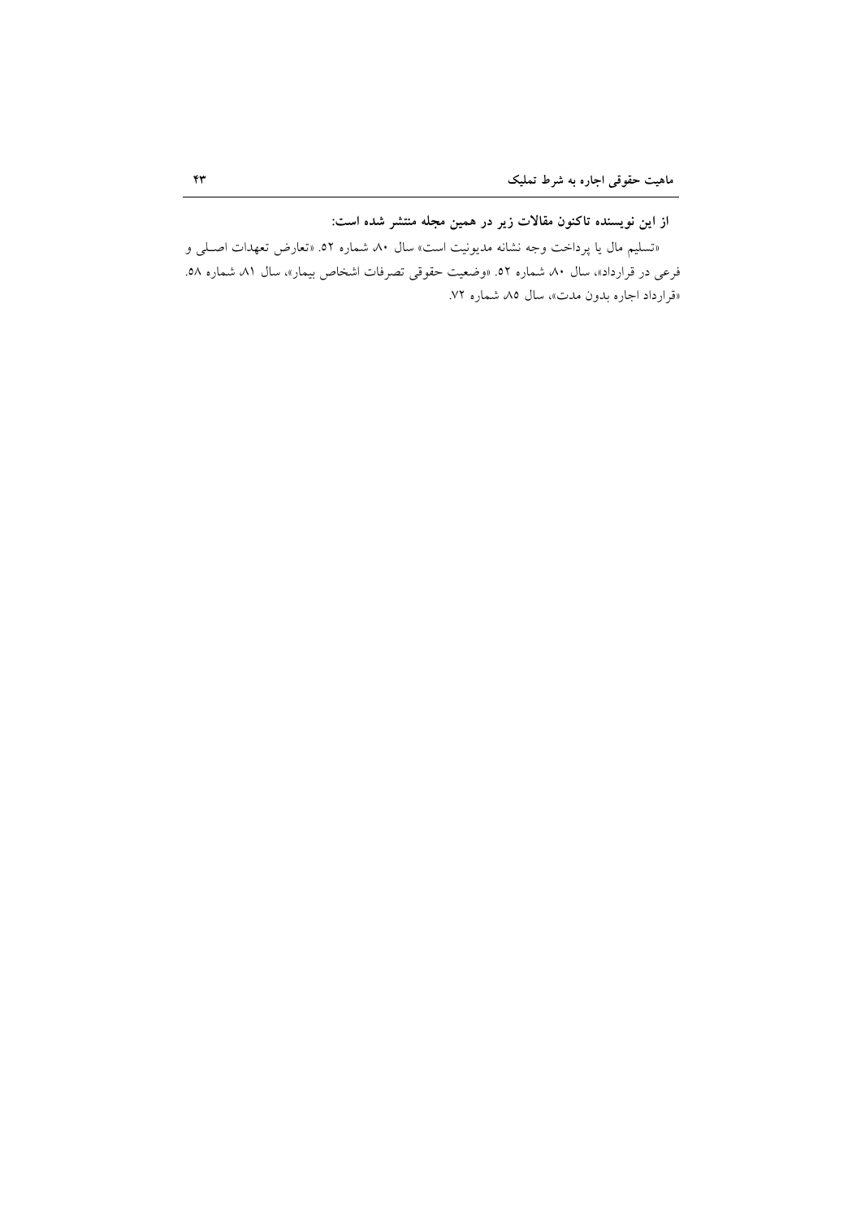**از این نویسنده تاکنون مقالات زیر در همین مجله منتشر شده است:**

«تسلیم مال یا پرداخت وجه نشانه مدیونیت است» سال ۸۰، شماره ۵۲. «تعارض تعهدات اصلی و فرعی در قرارداد»، سال ۸۰، شماره ۵۲. «وضعیت حقوقی تصرفات اشخاص بیمار»، سال ۸۱، شماره ۵۸. «قرارداد اجاره بدون مدت»، سال ۸۵، شماره ۷۲.